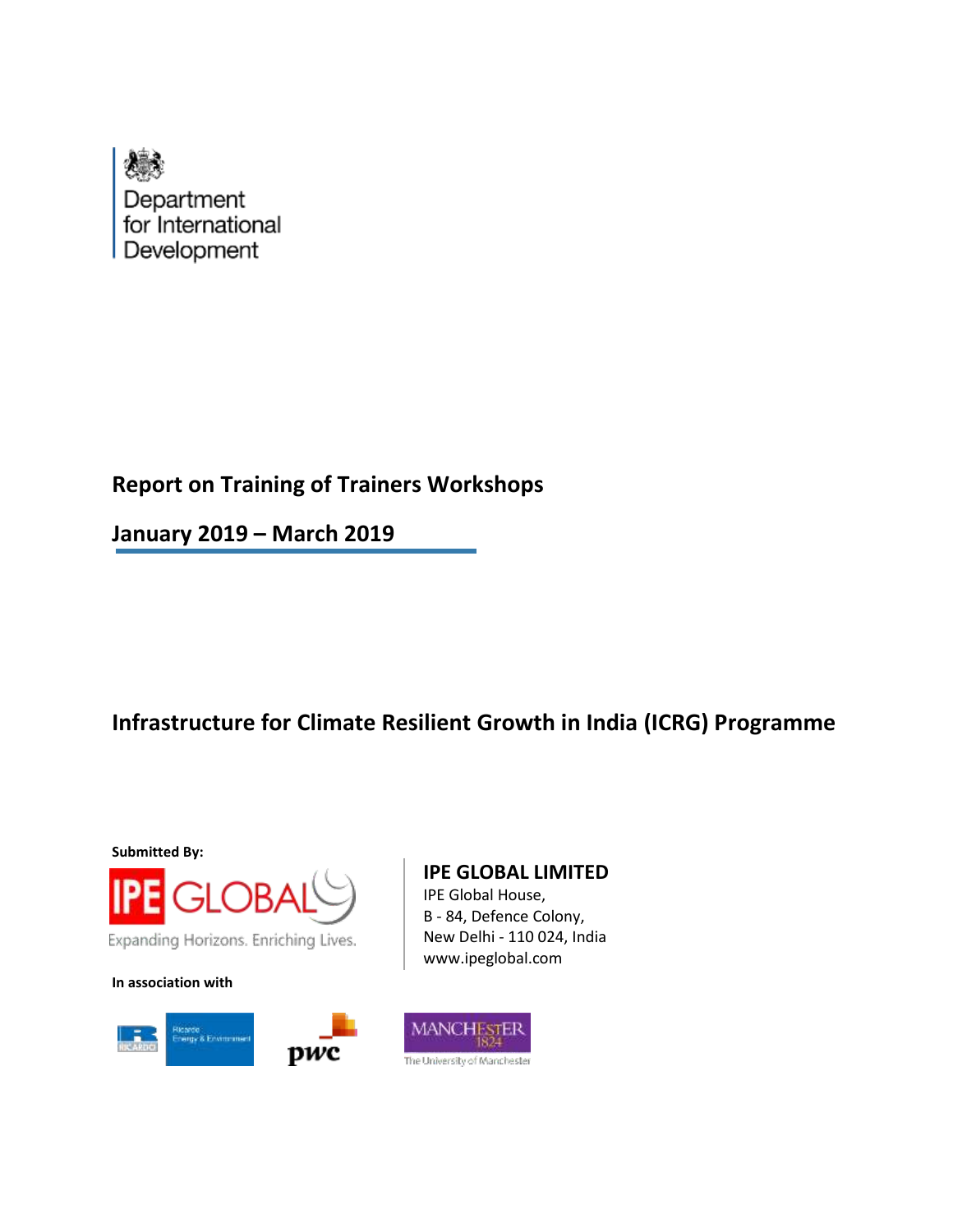Department
for International
Development

# Report on Training of Trainers Workshops

## January 2019 – March 2019

# Infrastructure for Climate Resilient Growth in India (ICRG) Programme

**Submitted By:**

IPE GLOBAL

Expanding Horizons. Enriching Lives.

**IPE GLOBAL LIMITED**
IPE Global House,
B - 84, Defence Colony,
New Delhi - 110 024, India
www.ipeglobal.com

**In association with**

Ricardo Energy & Environment

pwc

MANCHESTER 1824
The University of Manchester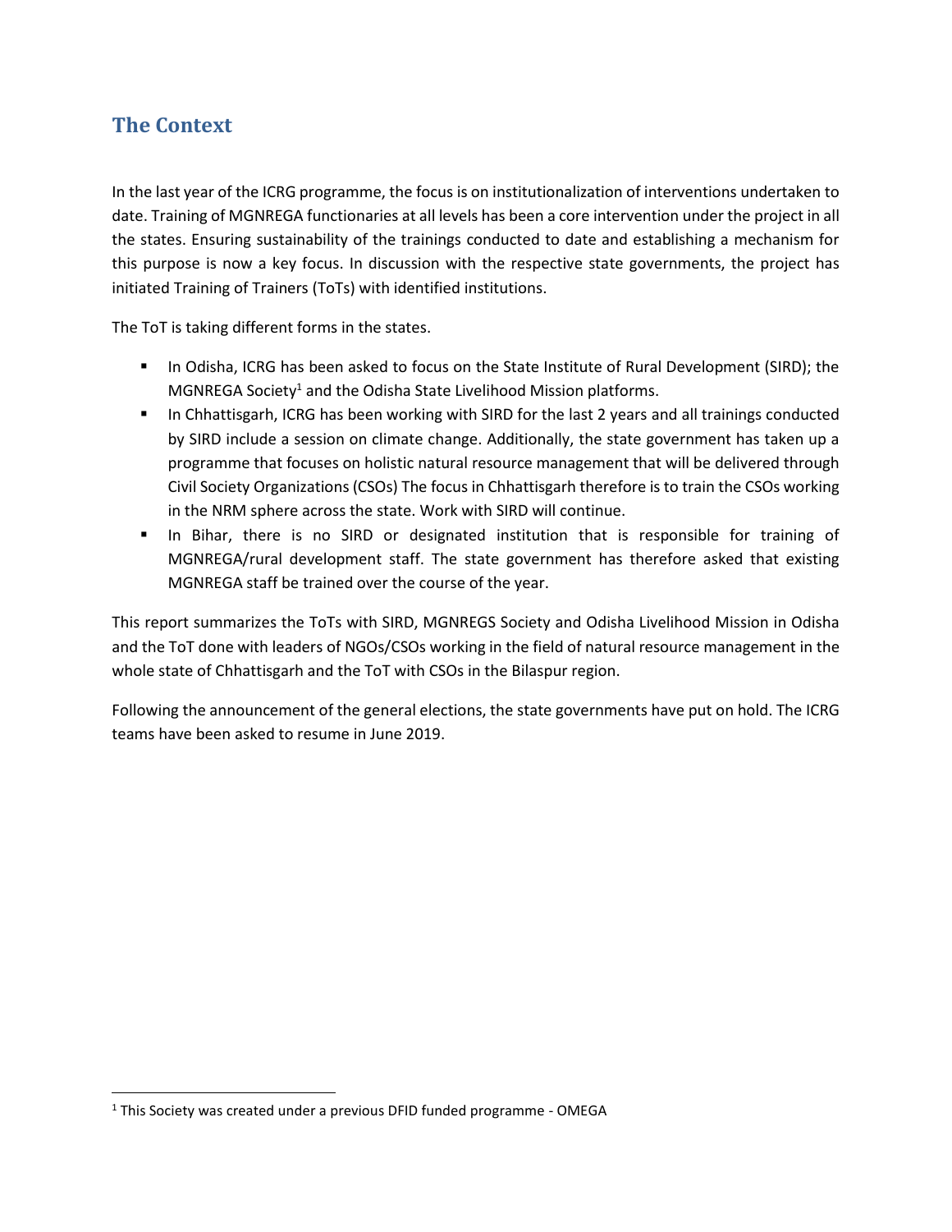## The Context

In the last year of the ICRG programme, the focus is on institutionalization of interventions undertaken to date. Training of MGNREGA functionaries at all levels has been a core intervention under the project in all the states. Ensuring sustainability of the trainings conducted to date and establishing a mechanism for this purpose is now a key focus. In discussion with the respective state governments, the project has initiated Training of Trainers (ToTs) with identified institutions.

The ToT is taking different forms in the states.

- In Odisha, ICRG has been asked to focus on the State Institute of Rural Development (SIRD); the MGNREGA Society[1] and the Odisha State Livelihood Mission platforms.
- In Chhattisgarh, ICRG has been working with SIRD for the last 2 years and all trainings conducted by SIRD include a session on climate change. Additionally, the state government has taken up a programme that focuses on holistic natural resource management that will be delivered through Civil Society Organizations (CSOs) The focus in Chhattisgarh therefore is to train the CSOs working in the NRM sphere across the state. Work with SIRD will continue.
- In Bihar, there is no SIRD or designated institution that is responsible for training of MGNREGA/rural development staff. The state government has therefore asked that existing MGNREGA staff be trained over the course of the year.

This report summarizes the ToTs with SIRD, MGNREGS Society and Odisha Livelihood Mission in Odisha and the ToT done with leaders of NGOs/CSOs working in the field of natural resource management in the whole state of Chhattisgarh and the ToT with CSOs in the Bilaspur region.

Following the announcement of the general elections, the state governments have put on hold. The ICRG teams have been asked to resume in June 2019.

[1] This Society was created under a previous DFID funded programme - OMEGA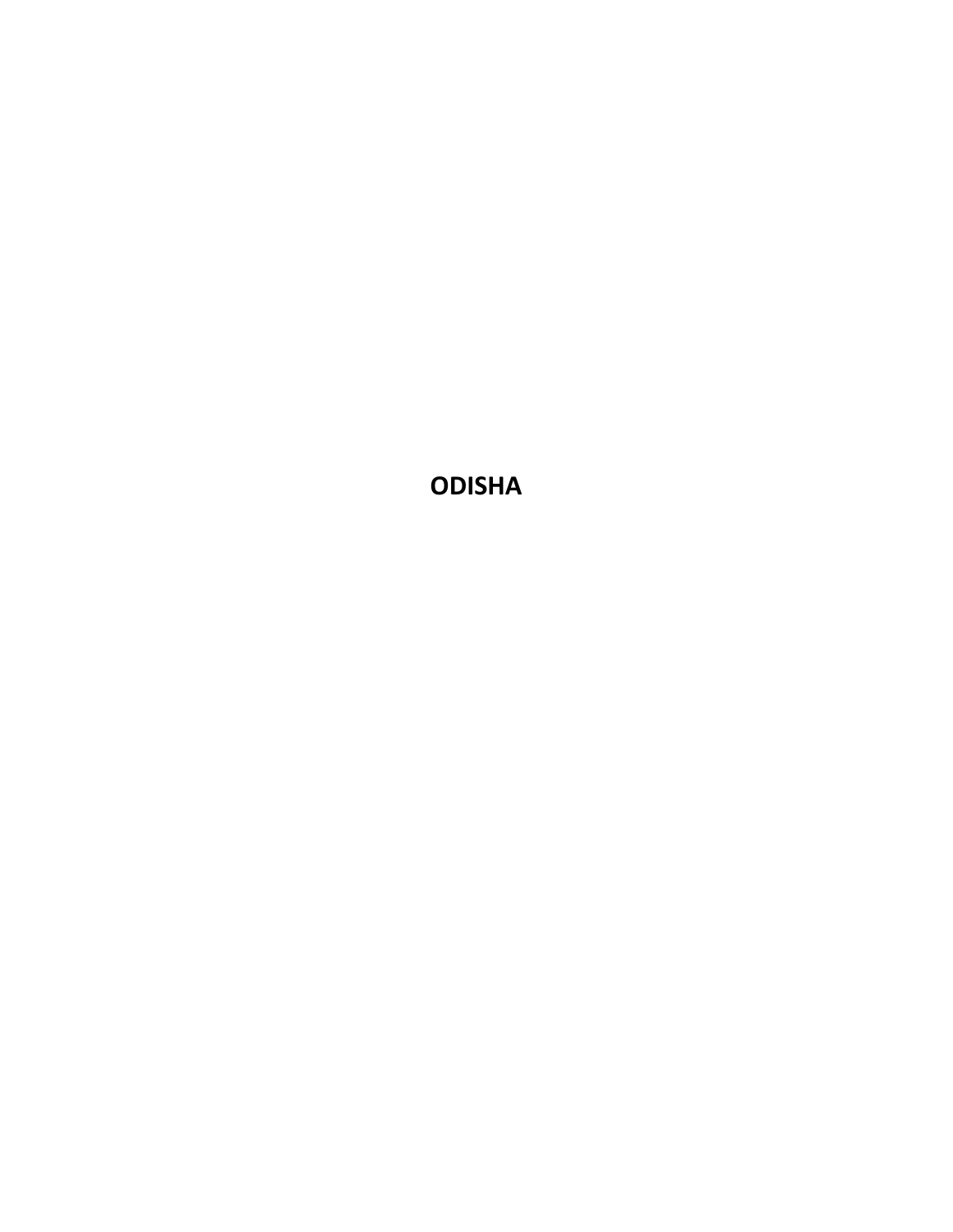# ODISHA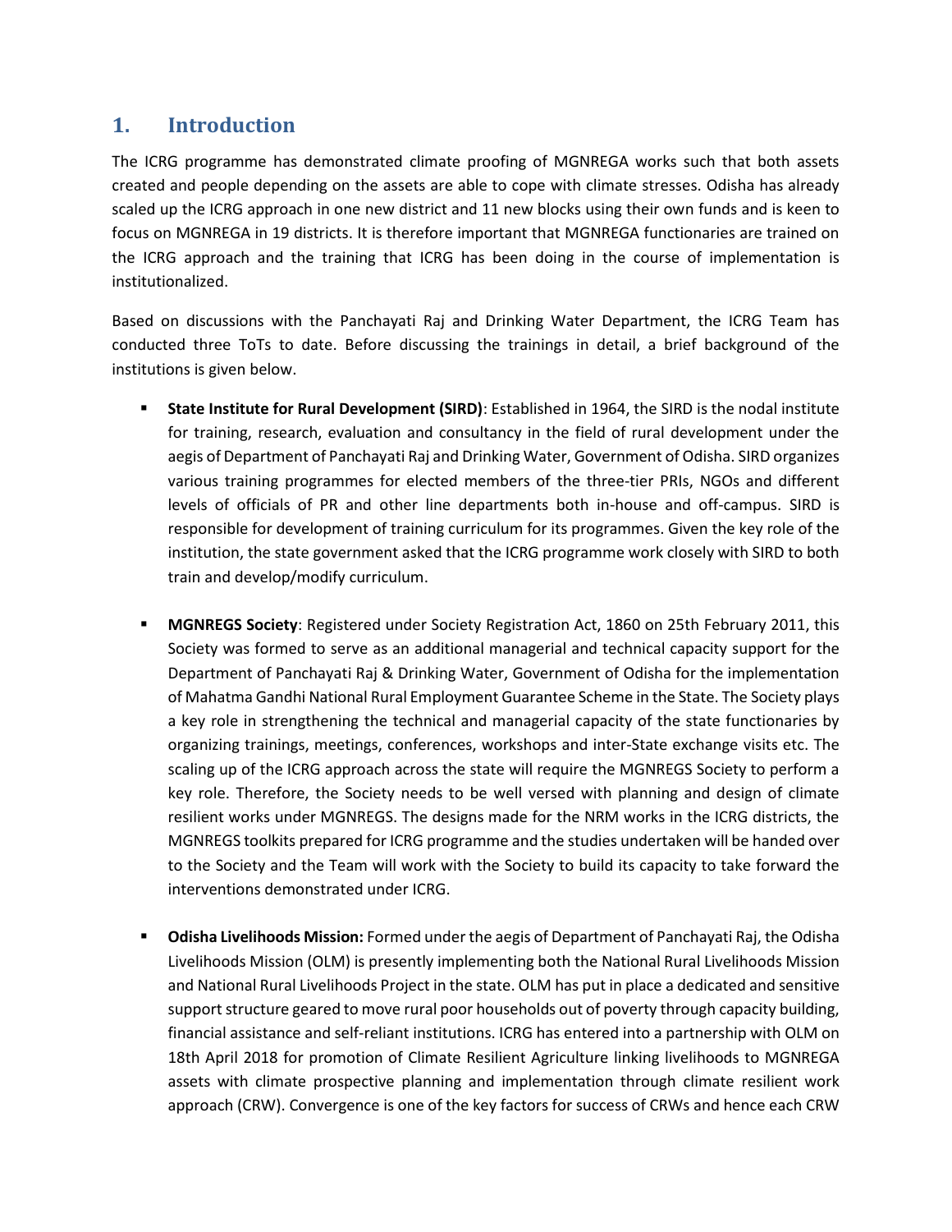# 1. Introduction

The ICRG programme has demonstrated climate proofing of MGNREGA works such that both assets created and people depending on the assets are able to cope with climate stresses. Odisha has already scaled up the ICRG approach in one new district and 11 new blocks using their own funds and is keen to focus on MGNREGA in 19 districts. It is therefore important that MGNREGA functionaries are trained on the ICRG approach and the training that ICRG has been doing in the course of implementation is institutionalized.

Based on discussions with the Panchayati Raj and Drinking Water Department, the ICRG Team has conducted three ToTs to date. Before discussing the trainings in detail, a brief background of the institutions is given below.

- **State Institute for Rural Development (SIRD)**: Established in 1964, the SIRD is the nodal institute for training, research, evaluation and consultancy in the field of rural development under the aegis of Department of Panchayati Raj and Drinking Water, Government of Odisha. SIRD organizes various training programmes for elected members of the three-tier PRIs, NGOs and different levels of officials of PR and other line departments both in-house and off-campus. SIRD is responsible for development of training curriculum for its programmes. Given the key role of the institution, the state government asked that the ICRG programme work closely with SIRD to both train and develop/modify curriculum.

- **MGNREGS Society**: Registered under Society Registration Act, 1860 on 25th February 2011, this Society was formed to serve as an additional managerial and technical capacity support for the Department of Panchayati Raj & Drinking Water, Government of Odisha for the implementation of Mahatma Gandhi National Rural Employment Guarantee Scheme in the State. The Society plays a key role in strengthening the technical and managerial capacity of the state functionaries by organizing trainings, meetings, conferences, workshops and inter-State exchange visits etc. The scaling up of the ICRG approach across the state will require the MGNREGS Society to perform a key role. Therefore, the Society needs to be well versed with planning and design of climate resilient works under MGNREGS. The designs made for the NRM works in the ICRG districts, the MGNREGS toolkits prepared for ICRG programme and the studies undertaken will be handed over to the Society and the Team will work with the Society to build its capacity to take forward the interventions demonstrated under ICRG.

- **Odisha Livelihoods Mission:** Formed under the aegis of Department of Panchayati Raj, the Odisha Livelihoods Mission (OLM) is presently implementing both the National Rural Livelihoods Mission and National Rural Livelihoods Project in the state. OLM has put in place a dedicated and sensitive support structure geared to move rural poor households out of poverty through capacity building, financial assistance and self-reliant institutions. ICRG has entered into a partnership with OLM on 18th April 2018 for promotion of Climate Resilient Agriculture linking livelihoods to MGNREGA assets with climate prospective planning and implementation through climate resilient work approach (CRW). Convergence is one of the key factors for success of CRWs and hence each CRW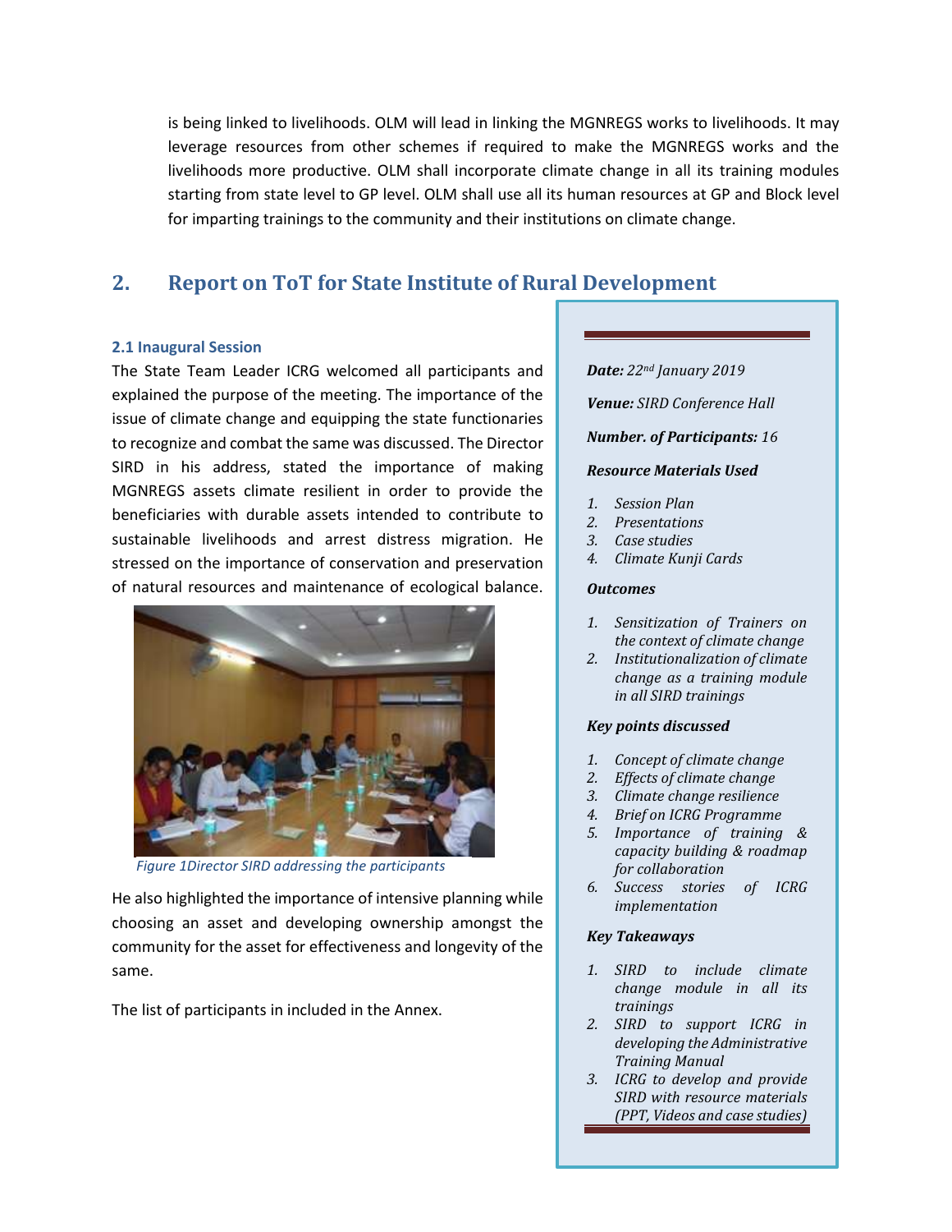is being linked to livelihoods. OLM will lead in linking the MGNREGS works to livelihoods. It may leverage resources from other schemes if required to make the MGNREGS works and the livelihoods more productive. OLM shall incorporate climate change in all its training modules starting from state level to GP level. OLM shall use all its human resources at GP and Block level for imparting trainings to the community and their institutions on climate change.

## 2. Report on ToT for State Institute of Rural Development

### 2.1 Inaugural Session

The State Team Leader ICRG welcomed all participants and explained the purpose of the meeting. The importance of the issue of climate change and equipping the state functionaries to recognize and combat the same was discussed. The Director SIRD in his address, stated the importance of making MGNREGS assets climate resilient in order to provide the beneficiaries with durable assets intended to contribute to sustainable livelihoods and arrest distress migration. He stressed on the importance of conservation and preservation of natural resources and maintenance of ecological balance.

*Figure 1Director SIRD addressing the participants*

He also highlighted the importance of intensive planning while choosing an asset and developing ownership amongst the community for the asset for effectiveness and longevity of the same.

The list of participants in included in the Annex.

***Date:*** *22nd January 2019*

***Venue:*** *SIRD Conference Hall*

***Number. of Participants:*** *16*

***Resource Materials Used***

1. *Session Plan*
2. *Presentations*
3. *Case studies*
4. *Climate Kunji Cards*

***Outcomes***

1. *Sensitization of Trainers on the context of climate change*
2. *Institutionalization of climate change as a training module in all SIRD trainings*

***Key points discussed***

1. *Concept of climate change*
2. *Effects of climate change*
3. *Climate change resilience*
4. *Brief on ICRG Programme*
5. *Importance of training & capacity building & roadmap for collaboration*
6. *Success stories of ICRG implementation*

***Key Takeaways***

1. *SIRD to include climate change module in all its trainings*
2. *SIRD to support ICRG in developing the Administrative Training Manual*
3. *ICRG to develop and provide SIRD with resource materials (PPT, Videos and case studies)*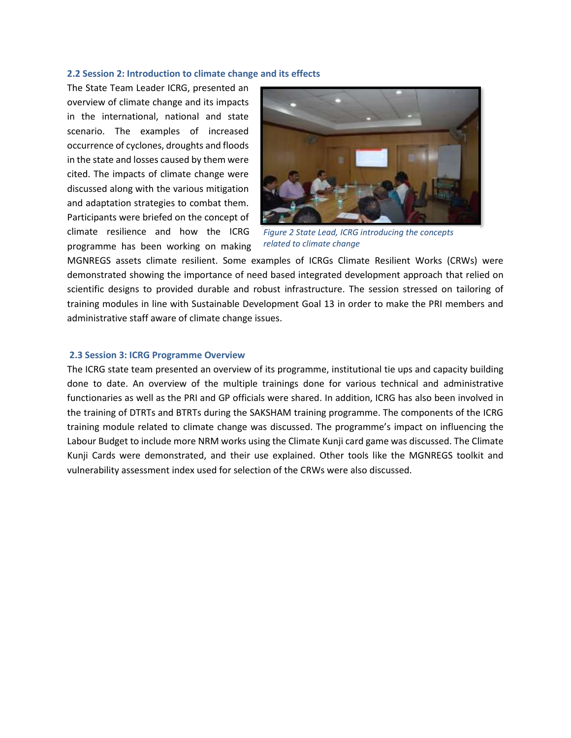### 2.2 Session 2: Introduction to climate change and its effects

The State Team Leader ICRG, presented an overview of climate change and its impacts in the international, national and state scenario. The examples of increased occurrence of cyclones, droughts and floods in the state and losses caused by them were cited. The impacts of climate change were discussed along with the various mitigation and adaptation strategies to combat them. Participants were briefed on the concept of climate resilience and how the ICRG programme has been working on making MGNREGS assets climate resilient. Some examples of ICRGs Climate Resilient Works (CRWs) were demonstrated showing the importance of need based integrated development approach that relied on scientific designs to provided durable and robust infrastructure. The session stressed on tailoring of training modules in line with Sustainable Development Goal 13 in order to make the PRI members and administrative staff aware of climate change issues.

*Figure 2 State Lead, ICRG introducing the concepts related to climate change*

### 2.3 Session 3: ICRG Programme Overview

The ICRG state team presented an overview of its programme, institutional tie ups and capacity building done to date. An overview of the multiple trainings done for various technical and administrative functionaries as well as the PRI and GP officials were shared. In addition, ICRG has also been involved in the training of DTRTs and BTRTs during the SAKSHAM training programme. The components of the ICRG training module related to climate change was discussed. The programme's impact on influencing the Labour Budget to include more NRM works using the Climate Kunji card game was discussed. The Climate Kunji Cards were demonstrated, and their use explained. Other tools like the MGNREGS toolkit and vulnerability assessment index used for selection of the CRWs were also discussed.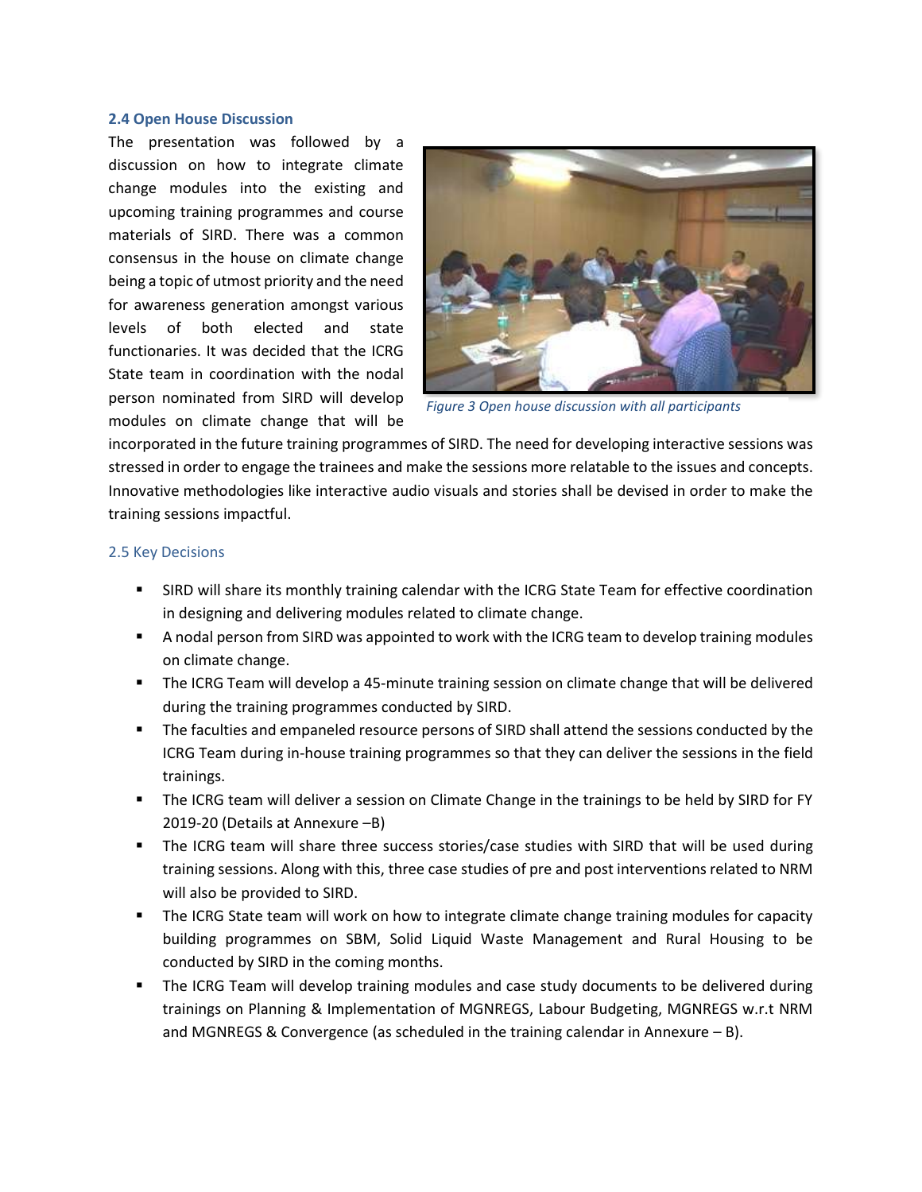### 2.4 Open House Discussion

The presentation was followed by a discussion on how to integrate climate change modules into the existing and upcoming training programmes and course materials of SIRD. There was a common consensus in the house on climate change being a topic of utmost priority and the need for awareness generation amongst various levels of both elected and state functionaries. It was decided that the ICRG State team in coordination with the nodal person nominated from SIRD will develop modules on climate change that will be incorporated in the future training programmes of SIRD. The need for developing interactive sessions was stressed in order to engage the trainees and make the sessions more relatable to the issues and concepts. Innovative methodologies like interactive audio visuals and stories shall be devised in order to make the training sessions impactful.

*Figure 3 Open house discussion with all participants*

### 2.5 Key Decisions

- SIRD will share its monthly training calendar with the ICRG State Team for effective coordination in designing and delivering modules related to climate change.
- A nodal person from SIRD was appointed to work with the ICRG team to develop training modules on climate change.
- The ICRG Team will develop a 45-minute training session on climate change that will be delivered during the training programmes conducted by SIRD.
- The faculties and empaneled resource persons of SIRD shall attend the sessions conducted by the ICRG Team during in-house training programmes so that they can deliver the sessions in the field trainings.
- The ICRG team will deliver a session on Climate Change in the trainings to be held by SIRD for FY 2019-20 (Details at Annexure –B)
- The ICRG team will share three success stories/case studies with SIRD that will be used during training sessions. Along with this, three case studies of pre and post interventions related to NRM will also be provided to SIRD.
- The ICRG State team will work on how to integrate climate change training modules for capacity building programmes on SBM, Solid Liquid Waste Management and Rural Housing to be conducted by SIRD in the coming months.
- The ICRG Team will develop training modules and case study documents to be delivered during trainings on Planning & Implementation of MGNREGS, Labour Budgeting, MGNREGS w.r.t NRM and MGNREGS & Convergence (as scheduled in the training calendar in Annexure – B).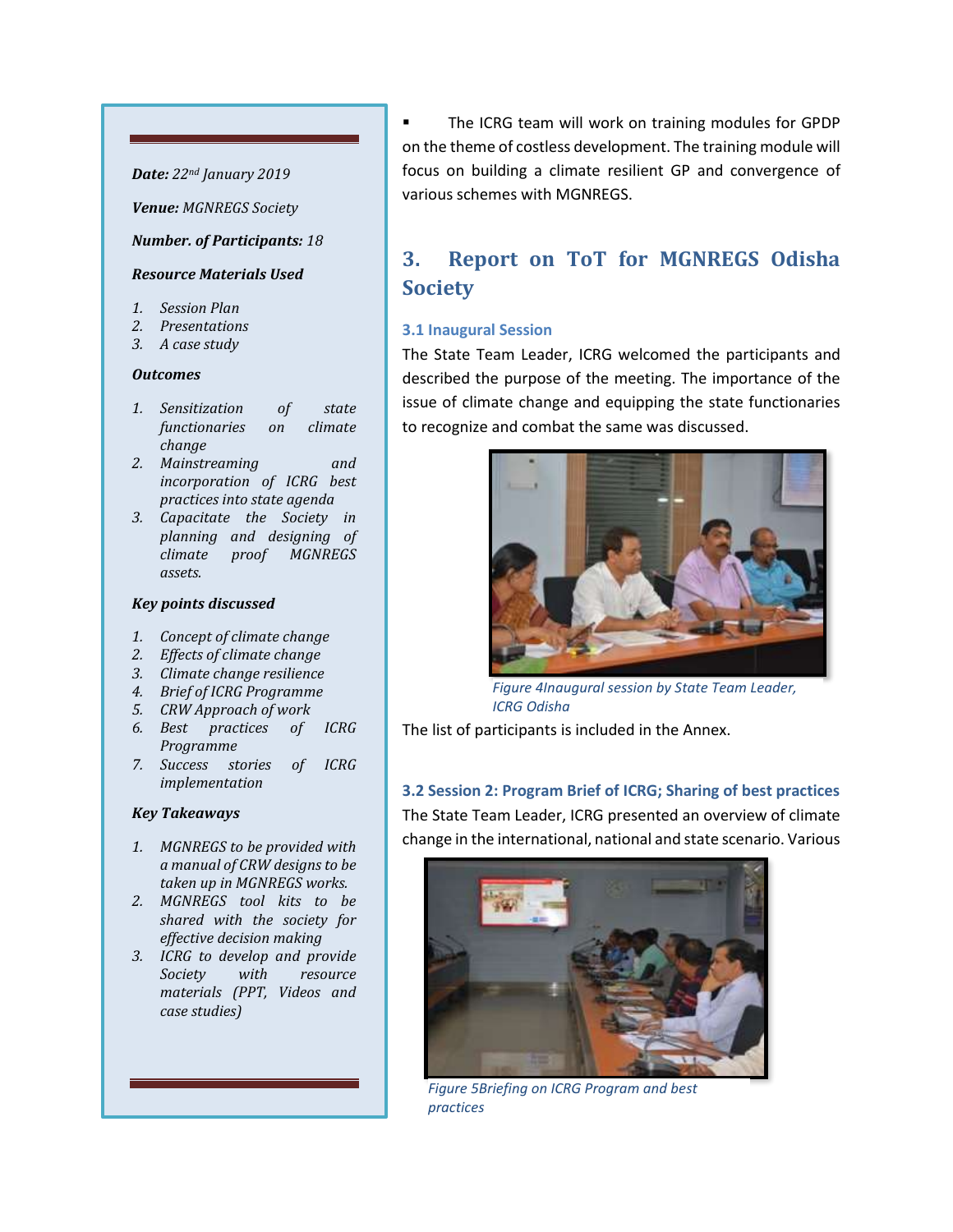- The ICRG team will work on training modules for GPDP on the theme of costless development. The training module will focus on building a climate resilient GP and convergence of various schemes with MGNREGS.

## 3. Report on ToT for MGNREGS Odisha Society

*Date:* *22nd January 2019*

*Venue:* *MGNREGS Society*

*Number. of Participants:* *18*

***Resource Materials Used***

1. *Session Plan*
2. *Presentations*
3. *A case study*

***Outcomes***

1. *Sensitization of state functionaries on climate change*
2. *Mainstreaming and incorporation of ICRG best practices into state agenda*
3. *Capacitate the Society in planning and designing of climate proof MGNREGS assets.*

***Key points discussed***

1. *Concept of climate change*
2. *Effects of climate change*
3. *Climate change resilience*
4. *Brief of ICRG Programme*
5. *CRW Approach of work*
6. *Best practices of ICRG Programme*
7. *Success stories of ICRG implementation*

***Key Takeaways***

1. *MGNREGS to be provided with a manual of CRW designs to be taken up in MGNREGS works.*
2. *MGNREGS tool kits to be shared with the society for effective decision making*
3. *ICRG to develop and provide Society with resource materials (PPT, Videos and case studies)*

### 3.1 Inaugural Session

The State Team Leader, ICRG welcomed the participants and described the purpose of the meeting. The importance of the issue of climate change and equipping the state functionaries to recognize and combat the same was discussed.

*Figure 4Inaugural session by State Team Leader, ICRG Odisha*

The list of participants is included in the Annex.

### 3.2 Session 2: Program Brief of ICRG; Sharing of best practices

The State Team Leader, ICRG presented an overview of climate change in the international, national and state scenario. Various

*Figure 5Briefing on ICRG Program and best practices*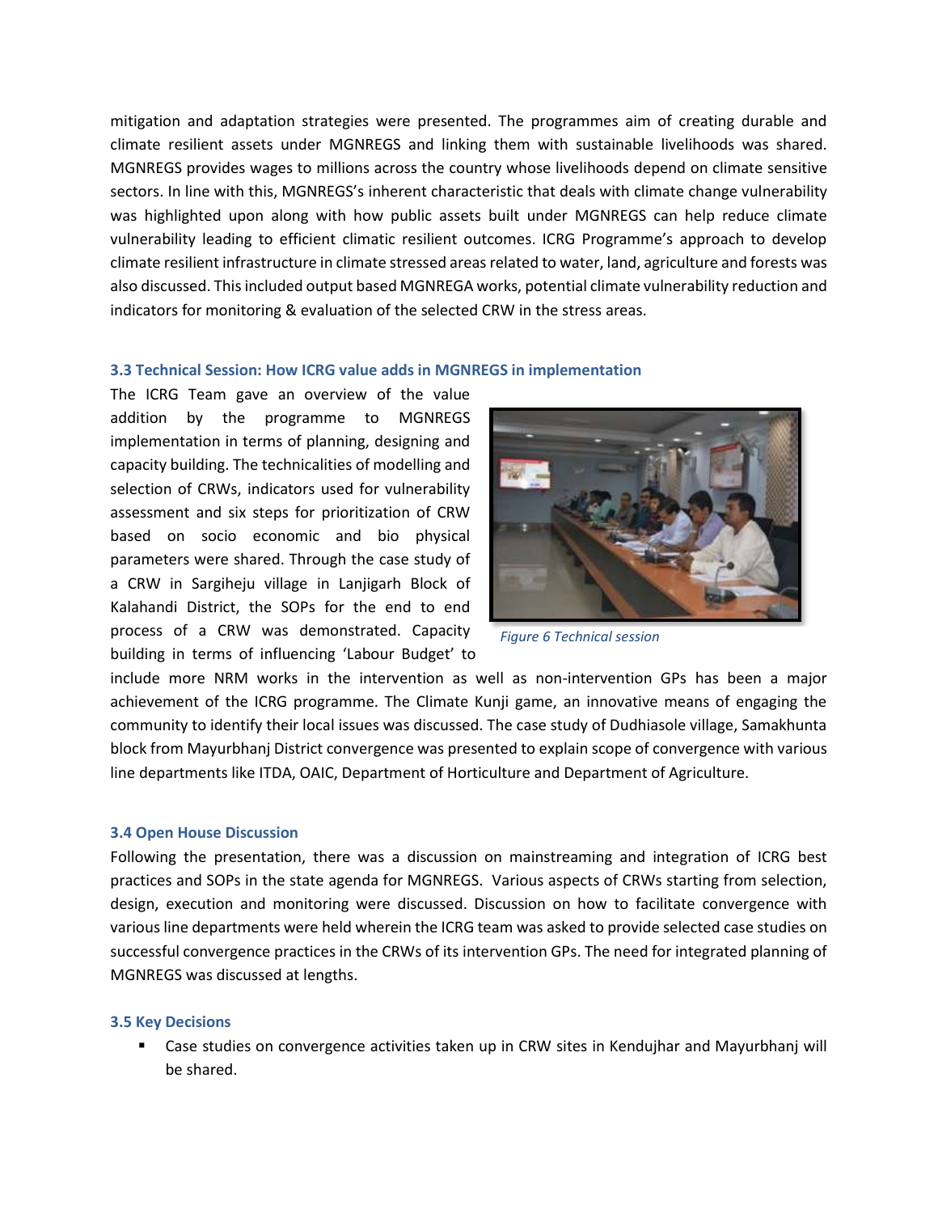mitigation and adaptation strategies were presented. The programmes aim of creating durable and climate resilient assets under MGNREGS and linking them with sustainable livelihoods was shared. MGNREGS provides wages to millions across the country whose livelihoods depend on climate sensitive sectors. In line with this, MGNREGS's inherent characteristic that deals with climate change vulnerability was highlighted upon along with how public assets built under MGNREGS can help reduce climate vulnerability leading to efficient climatic resilient outcomes. ICRG Programme's approach to develop climate resilient infrastructure in climate stressed areas related to water, land, agriculture and forests was also discussed. This included output based MGNREGA works, potential climate vulnerability reduction and indicators for monitoring & evaluation of the selected CRW in the stress areas.

### 3.3 Technical Session: How ICRG value adds in MGNREGS in implementation

The ICRG Team gave an overview of the value addition by the programme to MGNREGS implementation in terms of planning, designing and capacity building. The technicalities of modelling and selection of CRWs, indicators used for vulnerability assessment and six steps for prioritization of CRW based on socio economic and bio physical parameters were shared. Through the case study of a CRW in Sargiheju village in Lanjigarh Block of Kalahandi District, the SOPs for the end to end process of a CRW was demonstrated. Capacity building in terms of influencing 'Labour Budget' to include more NRM works in the intervention as well as non-intervention GPs has been a major achievement of the ICRG programme. The Climate Kunji game, an innovative means of engaging the community to identify their local issues was discussed. The case study of Dudhiasole village, Samakhunta block from Mayurbhanj District convergence was presented to explain scope of convergence with various line departments like ITDA, OAIC, Department of Horticulture and Department of Agriculture.

*Figure 6 Technical session*

### 3.4 Open House Discussion

Following the presentation, there was a discussion on mainstreaming and integration of ICRG best practices and SOPs in the state agenda for MGNREGS. Various aspects of CRWs starting from selection, design, execution and monitoring were discussed. Discussion on how to facilitate convergence with various line departments were held wherein the ICRG team was asked to provide selected case studies on successful convergence practices in the CRWs of its intervention GPs. The need for integrated planning of MGNREGS was discussed at lengths.

### 3.5 Key Decisions

- Case studies on convergence activities taken up in CRW sites in Kendujhar and Mayurbhanj will be shared.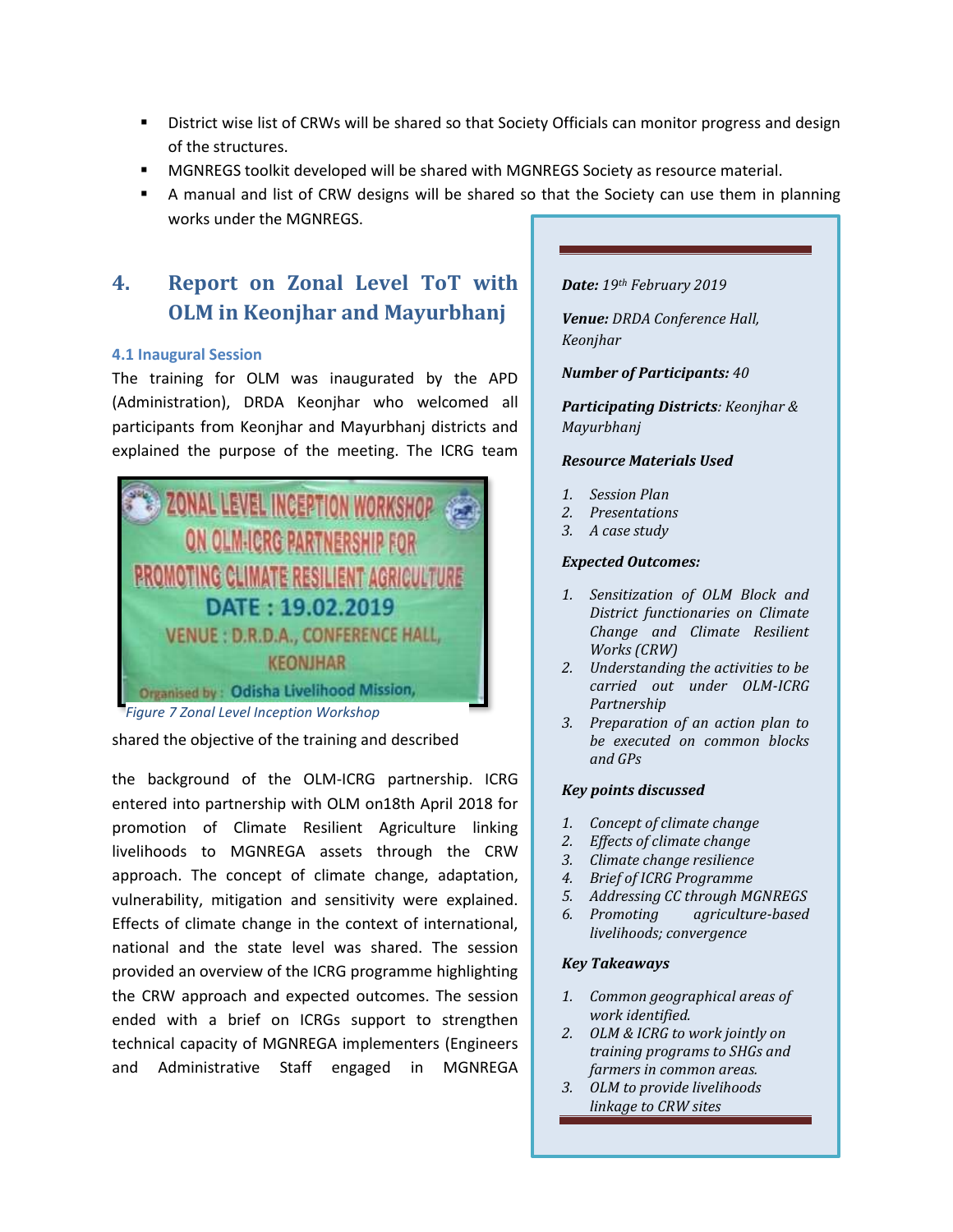- District wise list of CRWs will be shared so that Society Officials can monitor progress and design of the structures.
- MGNREGS toolkit developed will be shared with MGNREGS Society as resource material.
- A manual and list of CRW designs will be shared so that the Society can use them in planning works under the MGNREGS.

## 4. Report on Zonal Level ToT with OLM in Keonjhar and Mayurbhanj

### 4.1 Inaugural Session

The training for OLM was inaugurated by the APD (Administration), DRDA Keonjhar who welcomed all participants from Keonjhar and Mayurbhanj districts and explained the purpose of the meeting. The ICRG team shared the objective of the training and described

*Figure 7 Zonal Level Inception Workshop*

the background of the OLM-ICRG partnership. ICRG entered into partnership with OLM on18th April 2018 for promotion of Climate Resilient Agriculture linking livelihoods to MGNREGA assets through the CRW approach. The concept of climate change, adaptation, vulnerability, mitigation and sensitivity were explained. Effects of climate change in the context of international, national and the state level was shared. The session provided an overview of the ICRG programme highlighting the CRW approach and expected outcomes. The session ended with a brief on ICRGs support to strengthen technical capacity of MGNREGA implementers (Engineers and Administrative Staff engaged in MGNREGA

***Date:*** *19th February 2019*

***Venue:*** *DRDA Conference Hall, Keonjhar*

***Number of Participants:*** *40*

***Participating Districts****: Keonjhar & Mayurbhanj*

***Resource Materials Used***

1. *Session Plan*
2. *Presentations*
3. *A case study*

***Expected Outcomes:***

1. *Sensitization of OLM Block and District functionaries on Climate Change and Climate Resilient Works (CRW)*
2. *Understanding the activities to be carried out under OLM-ICRG Partnership*
3. *Preparation of an action plan to be executed on common blocks and GPs*

***Key points discussed***

1. *Concept of climate change*
2. *Effects of climate change*
3. *Climate change resilience*
4. *Brief of ICRG Programme*
5. *Addressing CC through MGNREGS*
6. *Promoting agriculture-based livelihoods; convergence*

***Key Takeaways***

1. *Common geographical areas of work identified.*
2. *OLM & ICRG to work jointly on training programs to SHGs and farmers in common areas.*
3. *OLM to provide livelihoods linkage to CRW sites*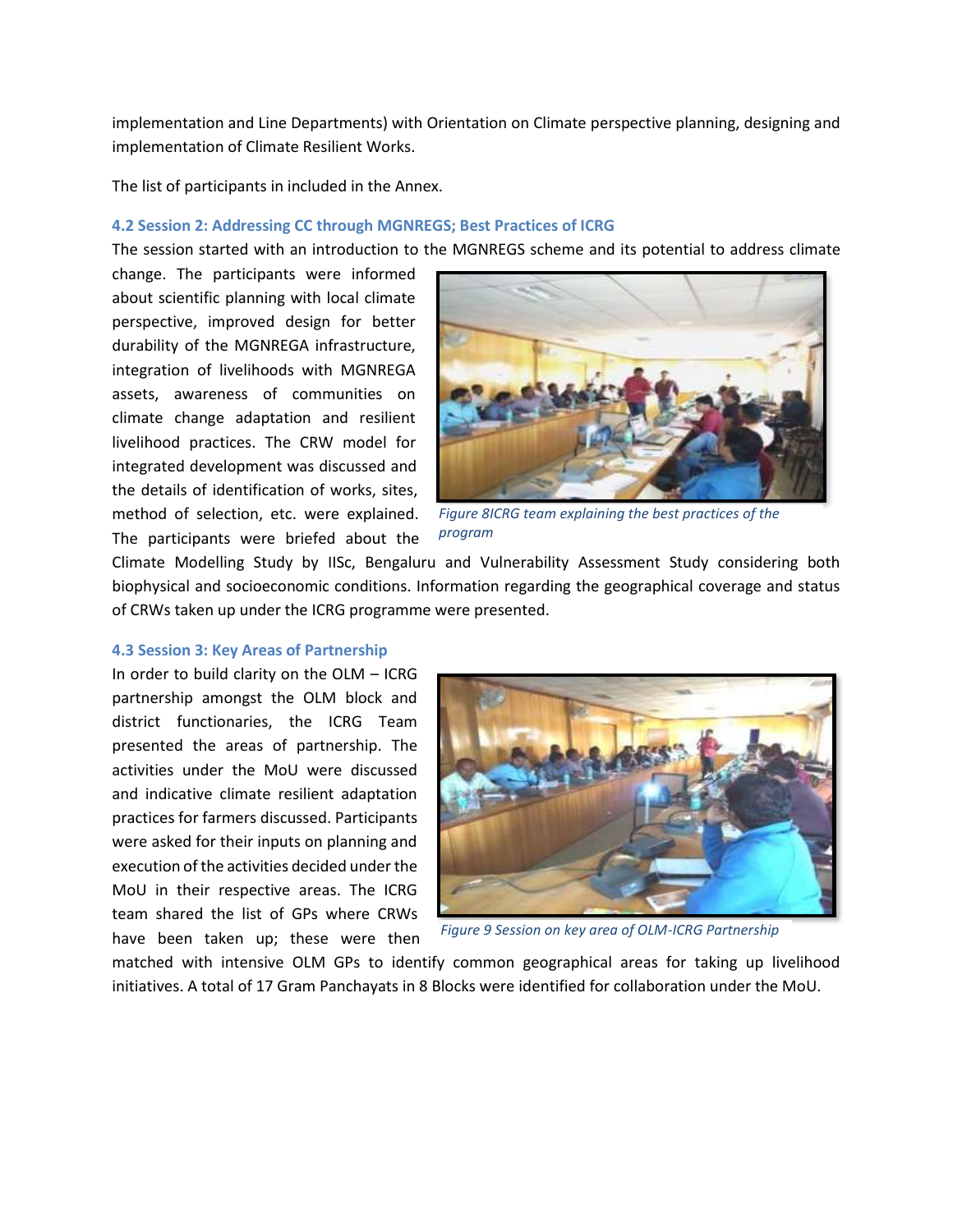implementation and Line Departments) with Orientation on Climate perspective planning, designing and implementation of Climate Resilient Works.

The list of participants in included in the Annex.

### 4.2 Session 2: Addressing CC through MGNREGS; Best Practices of ICRG

The session started with an introduction to the MGNREGS scheme and its potential to address climate change. The participants were informed about scientific planning with local climate perspective, improved design for better durability of the MGNREGA infrastructure, integration of livelihoods with MGNREGA assets, awareness of communities on climate change adaptation and resilient livelihood practices. The CRW model for integrated development was discussed and the details of identification of works, sites, method of selection, etc. were explained. The participants were briefed about the Climate Modelling Study by IISc, Bengaluru and Vulnerability Assessment Study considering both biophysical and socioeconomic conditions. Information regarding the geographical coverage and status of CRWs taken up under the ICRG programme were presented.

*Figure 8ICRG team explaining the best practices of the program*

### 4.3 Session 3: Key Areas of Partnership

In order to build clarity on the OLM – ICRG partnership amongst the OLM block and district functionaries, the ICRG Team presented the areas of partnership. The activities under the MoU were discussed and indicative climate resilient adaptation practices for farmers discussed. Participants were asked for their inputs on planning and execution of the activities decided under the MoU in their respective areas. The ICRG team shared the list of GPs where CRWs have been taken up; these were then matched with intensive OLM GPs to identify common geographical areas for taking up livelihood initiatives. A total of 17 Gram Panchayats in 8 Blocks were identified for collaboration under the MoU.

*Figure 9 Session on key area of OLM-ICRG Partnership*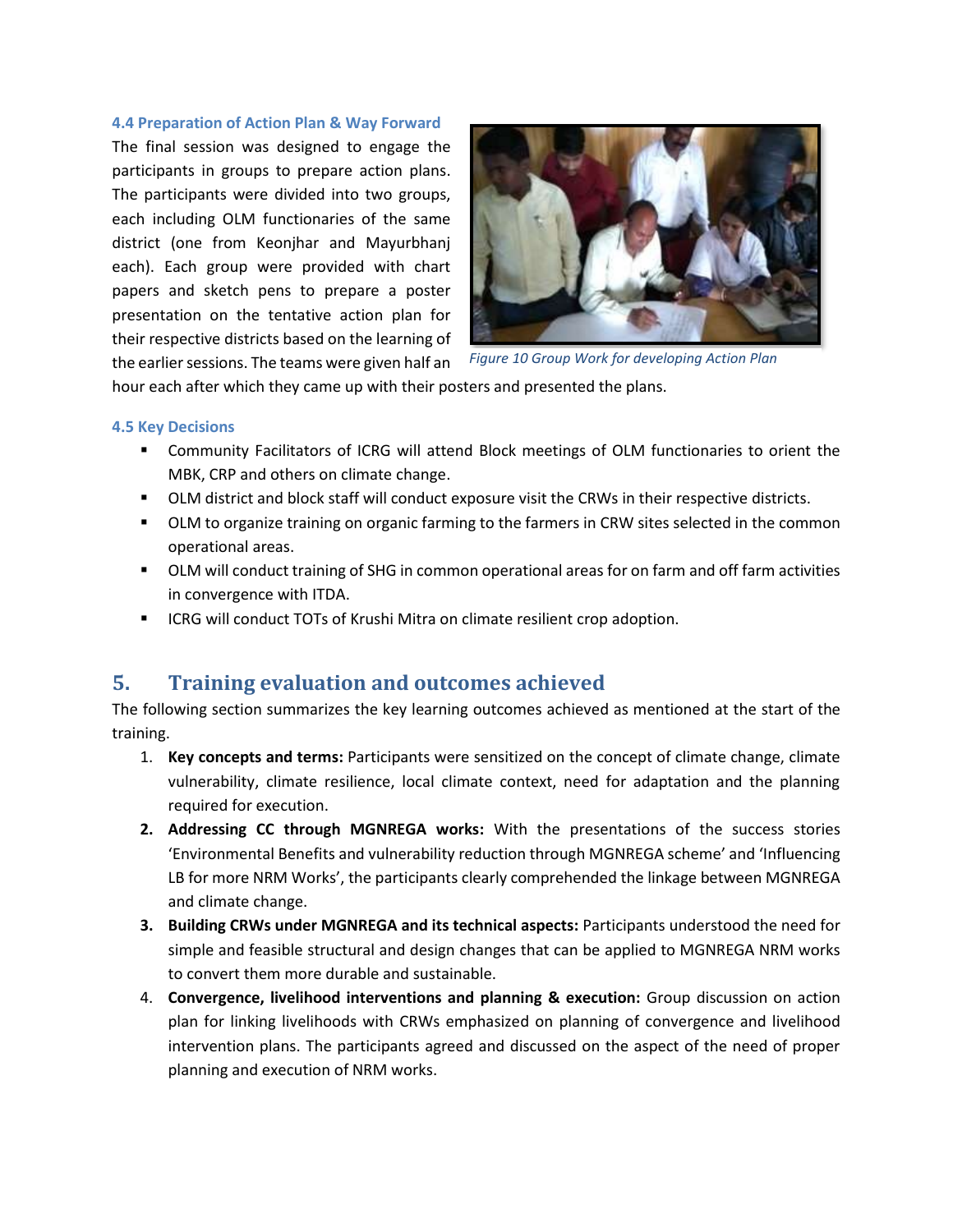### 4.4 Preparation of Action Plan & Way Forward

The final session was designed to engage the participants in groups to prepare action plans. The participants were divided into two groups, each including OLM functionaries of the same district (one from Keonjhar and Mayurbhanj each). Each group were provided with chart papers and sketch pens to prepare a poster presentation on the tentative action plan for their respective districts based on the learning of the earlier sessions. The teams were given half an hour each after which they came up with their posters and presented the plans.

*Figure 10 Group Work for developing Action Plan*

### 4.5 Key Decisions

- Community Facilitators of ICRG will attend Block meetings of OLM functionaries to orient the MBK, CRP and others on climate change.
- OLM district and block staff will conduct exposure visit the CRWs in their respective districts.
- OLM to organize training on organic farming to the farmers in CRW sites selected in the common operational areas.
- OLM will conduct training of SHG in common operational areas for on farm and off farm activities in convergence with ITDA.
- ICRG will conduct TOTs of Krushi Mitra on climate resilient crop adoption.

## 5. Training evaluation and outcomes achieved

The following section summarizes the key learning outcomes achieved as mentioned at the start of the training.

1. **Key concepts and terms:** Participants were sensitized on the concept of climate change, climate vulnerability, climate resilience, local climate context, need for adaptation and the planning required for execution.
2. **Addressing CC through MGNREGA works:** With the presentations of the success stories 'Environmental Benefits and vulnerability reduction through MGNREGA scheme' and 'Influencing LB for more NRM Works', the participants clearly comprehended the linkage between MGNREGA and climate change.
3. **Building CRWs under MGNREGA and its technical aspects:** Participants understood the need for simple and feasible structural and design changes that can be applied to MGNREGA NRM works to convert them more durable and sustainable.
4. **Convergence, livelihood interventions and planning & execution:** Group discussion on action plan for linking livelihoods with CRWs emphasized on planning of convergence and livelihood intervention plans. The participants agreed and discussed on the aspect of the need of proper planning and execution of NRM works.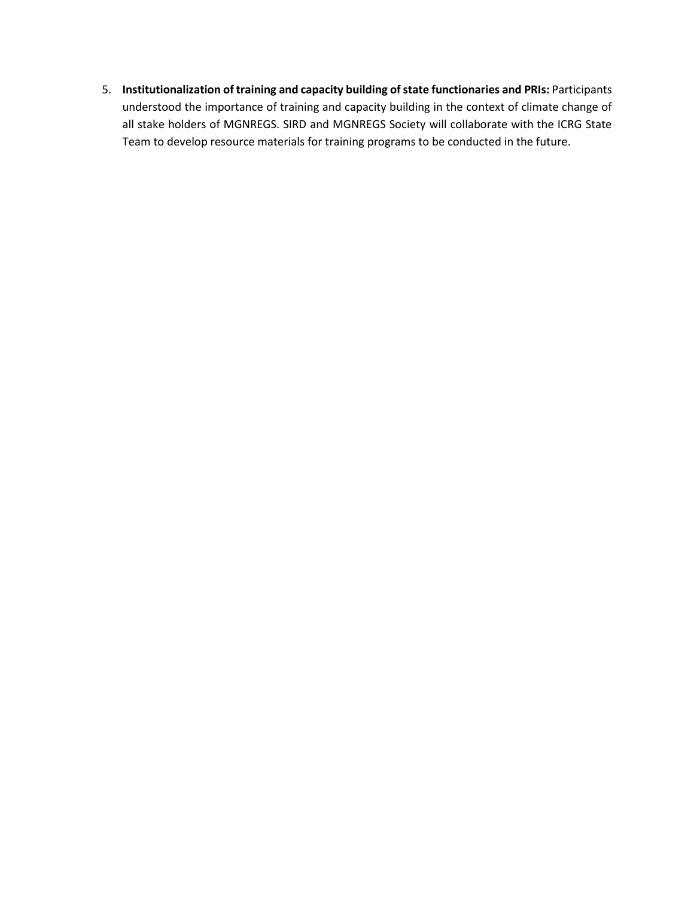5. **Institutionalization of training and capacity building of state functionaries and PRIs:** Participants understood the importance of training and capacity building in the context of climate change of all stake holders of MGNREGS. SIRD and MGNREGS Society will collaborate with the ICRG State Team to develop resource materials for training programs to be conducted in the future.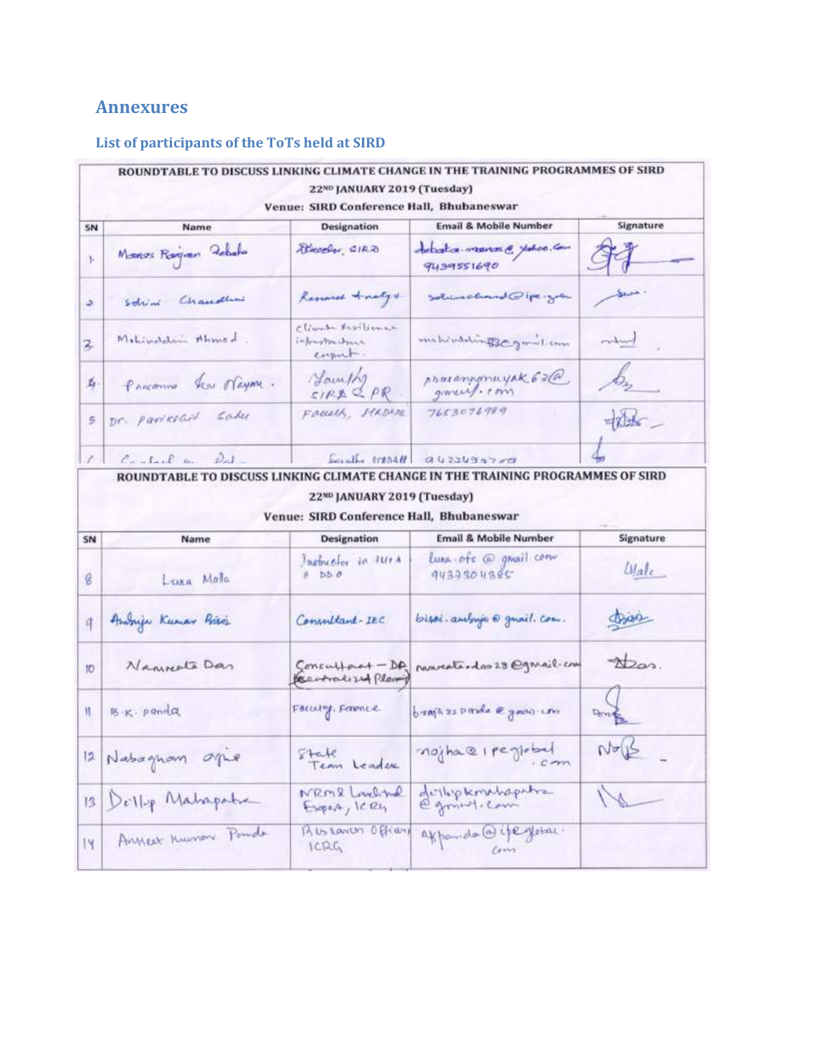# Annexures

## List of participants of the ToTs held at SIRD

**ROUNDTABLE TO DISCUSS LINKING CLIMATE CHANGE IN THE TRAINING PROGRAMMES OF SIRD**

**22ND JANUARY 2019 (Tuesday)**

**Venue: SIRD Conference Hall, Bhubaneswar**

| SN | Name | Designation | Email & Mobile Number | Signature |
|---|---|---|---|---|
| 1. | Manas Ranjan Dabala | Director, SIRD | dabala.manas@yahoo.com 9439551690 | |
| 2. | Sohini Chaudhuri | Research Analyst | sohini.chaudhuri@ipe.global | |
| 3. | Mohiuddin Ahmed | Climate Resilience infrastructure expert | mohiuddin83@gmail.com | |
| 4. | Prasanna Kumar Nayak | Faculty SIRD & PR | prasannanayak63@gmail.com | |
| 5 | Dr. Parikshit Sahu | Faculty, SIRDPR | 7653076989 | |
| 6 | Conrad ... Dal... | Faculty, SIRDAH | 9437493700 | |

**ROUNDTABLE TO DISCUSS LINKING CLIMATE CHANGE IN THE TRAINING PROGRAMMES OF SIRD**

**22ND JANUARY 2019 (Tuesday)**

**Venue: SIRD Conference Hall, Bhubaneswar**

| SN | Name | Designation | Email & Mobile Number | Signature |
|---|---|---|---|---|
| 8 | Luna Malla | Instructor in FHTA & DDO | luna.ofc@gmail.com 9437304385 | |
| 9 | Ambuja Kumar Bisoi | Consultant - IEC | bisoi.ambuja@gmail.com | |
| 10 | Namrata Das | Consultant – DP (Decentralized Planning) | namrata.das23@gmail.com | |
| 11 | B.K. Panda | Faculty, Finance | bkpanda22panda@gmail.com | |
| 12 | Nabaghan Ojha | State Team Leader | nojha@ipeglobal.com | |
| 13 | Dilip Mahapatra | NRM & Livelihood Expert, ICRG | dilipkmahapatra@gmail.com | |
| 14 | Aniket Kumar Panda | Assistant Officer ICRG | akpanda@ipeglobal.com | |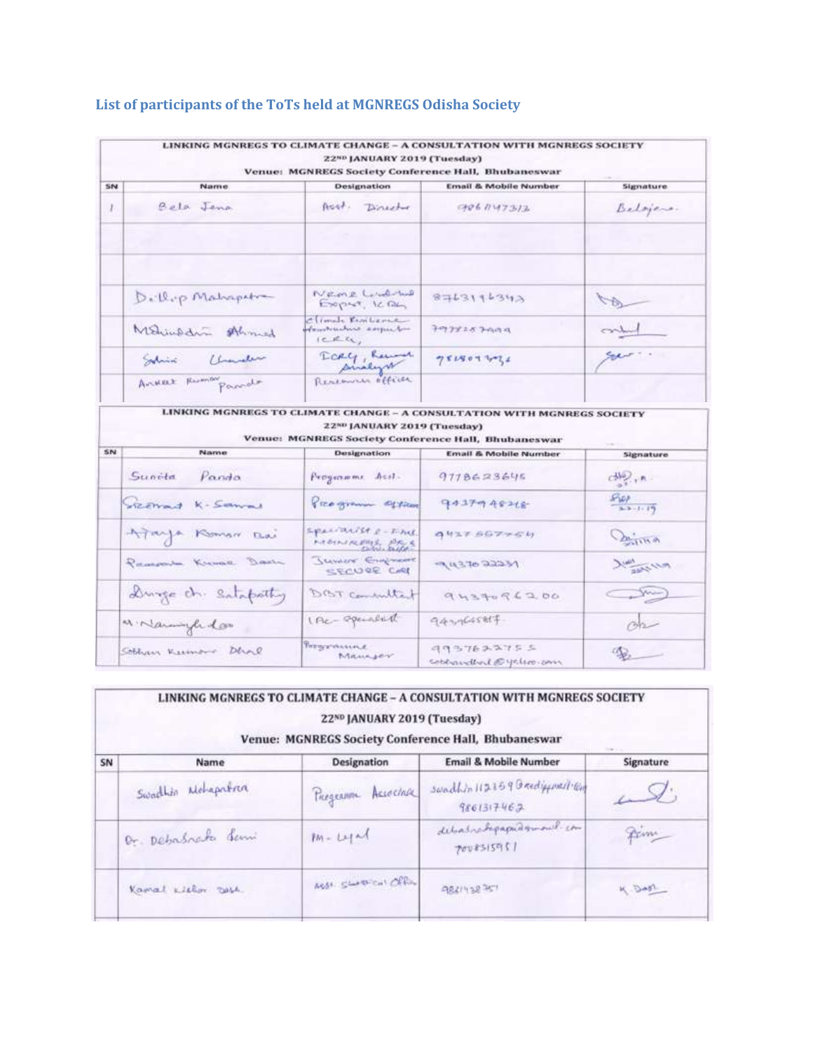### List of participants of the ToTs held at MGNREGS Odisha Society

**LINKING MGNREGS TO CLIMATE CHANGE – A CONSULTATION WITH MGNREGS SOCIETY**
**22ND JANUARY 2019 (Tuesday)**
**Venue: MGNREGS Society Conference Hall, Bhubaneswar**

| SN | Name | Designation | Email & Mobile Number | Signature |
|---|---|---|---|---|
| 1 | Bela Jena | Asst. Director | 9861147313 | Belajena |
| | | | | |
| | | | | |
| | Dillip Mahapatra | NRM Livelihood Expert, ICRG | 8763196343 | |
| | Mohiuddin Ahmed | Climate Resilience Infrastructure expert ICRG | 7978257999 | |
| | Sohini Chandra | ICRG, Research Analyst | 9818097036 | |
| | Anukeet Kumar Panda | Research officer | | |

**LINKING MGNREGS TO CLIMATE CHANGE – A CONSULTATION WITH MGNREGS SOCIETY**
**22ND JANUARY 2019 (Tuesday)**
**Venue: MGNREGS Society Conference Hall, Bhubaneswar**

| SN | Name | Designation | Email & Mobile Number | Signature |
|---|---|---|---|---|
| | Sunita Panda | Programme Asst. | 9778623645 | |
| | Sreemant K. Samal | Programme Officer | 9437948718 | 22-1-19 |
| | Ajaya Kumar Rai | Specialist & - FM MGNREGS, OR & Bhubaneswar | 9437667754 | |
| | Ramakanta Kumar Dash | Junior Engineer SECURE Cell | 9437022231 | |
| | Durga ch. Satapathy | DBT Consultant | 9437096200 | |
| | M. Narasingh Rao | IEC - Specialist | 9437665817 | |
| | Sobhan Kumar Dhal | Programme Manager | 9937622755 sobhandhal@yahoo.com | |

**LINKING MGNREGS TO CLIMATE CHANGE – A CONSULTATION WITH MGNREGS SOCIETY**
**22ND JANUARY 2019 (Tuesday)**
**Venue: MGNREGS Society Conference Hall, Bhubaneswar**

| SN | Name | Designation | Email & Mobile Number | Signature |
|---|---|---|---|---|
| | Swadhin Mohapatra | Programme Associate | swadhin112359@rediffmail.com 9861317462 | |
| | Dr. Debabrata Sami | PM - Legal | debabratapanda@gmail.com 7008315951 | |
| | Kamal Kishor Dash | Asst. Statistical Officer | 9861432751 | K. Dash |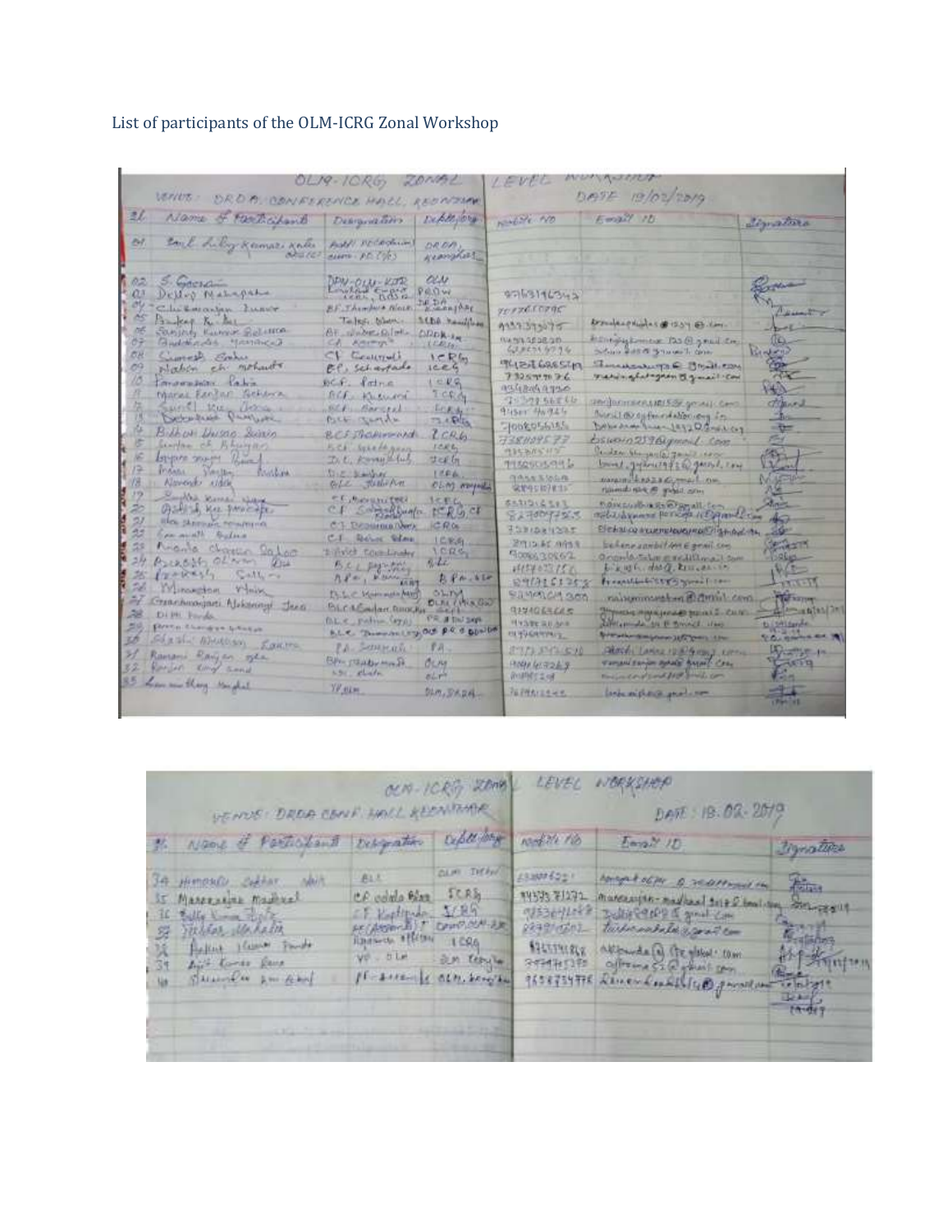List of participants of the OLM-ICRG Zonal Workshop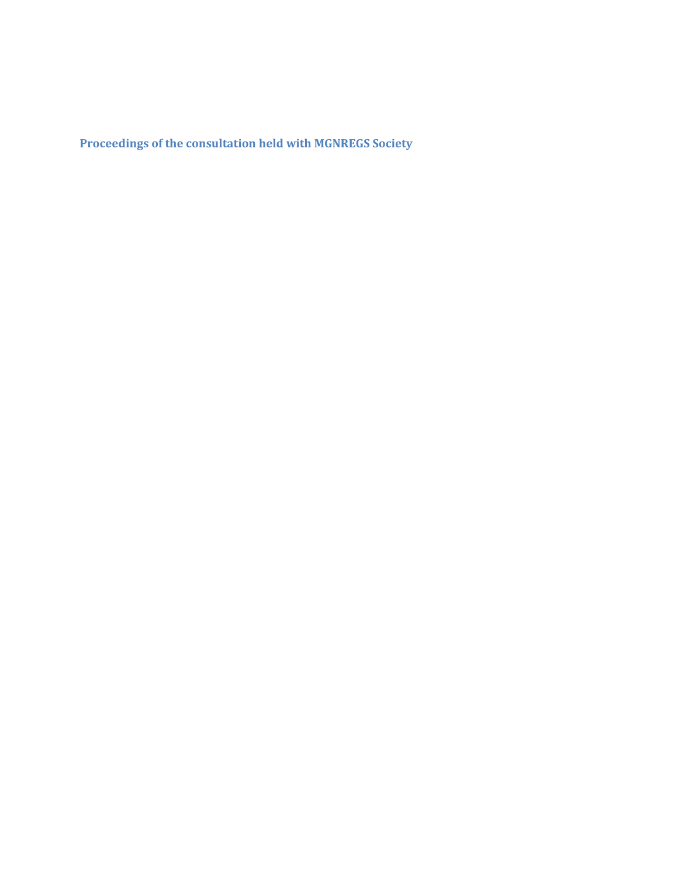## Proceedings of the consultation held with MGNREGS Society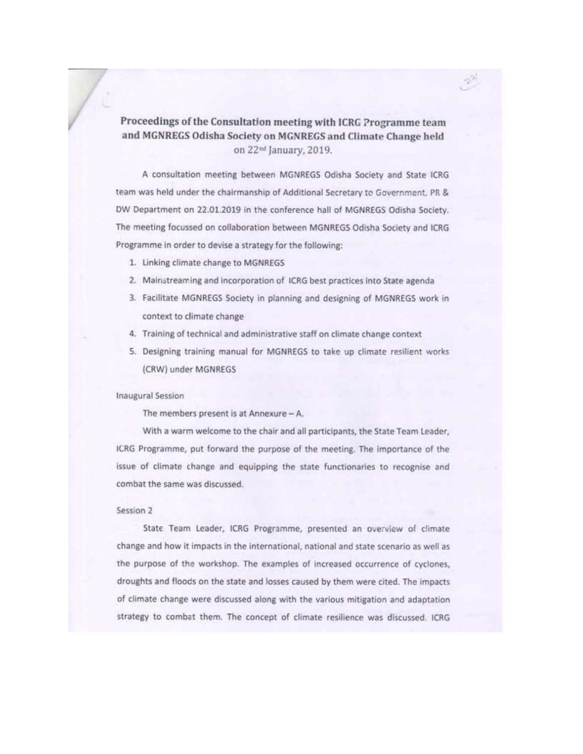## Proceedings of the Consultation meeting with ICRG Programme team and MGNREGS Odisha Society on MGNREGS and Climate Change held on 22nd January, 2019.

A consultation meeting between MGNREGS Odisha Society and State ICRG team was held under the chairmanship of Additional Secretary to Government, PR & DW Department on 22.01.2019 in the conference hall of MGNREGS Odisha Society. The meeting focussed on collaboration between MGNREGS Odisha Society and ICRG Programme in order to devise a strategy for the following:

1. Linking climate change to MGNREGS
2. Mainstreaming and incorporation of ICRG best practices into State agenda
3. Facilitate MGNREGS Society in planning and designing of MGNREGS work in context to climate change
4. Training of technical and administrative staff on climate change context
5. Designing training manual for MGNREGS to take up climate resilient works (CRW) under MGNREGS

Inaugural Session

The members present is at Annexure – A.

With a warm welcome to the chair and all participants, the State Team Leader, ICRG Programme, put forward the purpose of the meeting. The importance of the issue of climate change and equipping the state functionaries to recognise and combat the same was discussed.

Session 2

State Team Leader, ICRG Programme, presented an overview of climate change and how it impacts in the international, national and state scenario as well as the purpose of the workshop. The examples of increased occurrence of cyclones, droughts and floods on the state and losses caused by them were cited. The impacts of climate change were discussed along with the various mitigation and adaptation strategy to combat them. The concept of climate resilience was discussed. ICRG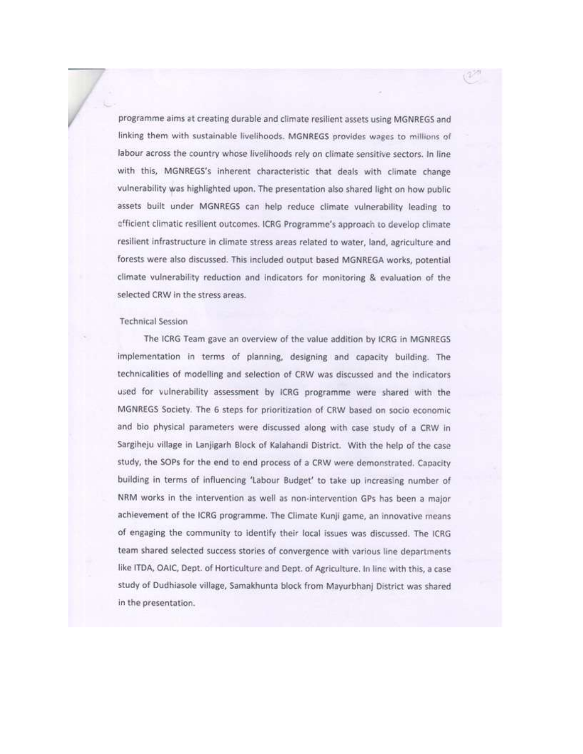programme aims at creating durable and climate resilient assets using MGNREGS and linking them with sustainable livelihoods. MGNREGS provides wages to millions of labour across the country whose livelihoods rely on climate sensitive sectors. In line with this, MGNREGS's inherent characteristic that deals with climate change vulnerability was highlighted upon. The presentation also shared light on how public assets built under MGNREGS can help reduce climate vulnerability leading to efficient climatic resilient outcomes. ICRG Programme's approach to develop climate resilient infrastructure in climate stress areas related to water, land, agriculture and forests were also discussed. This included output based MGNREGA works, potential climate vulnerability reduction and indicators for monitoring & evaluation of the selected CRW in the stress areas.

Technical Session

The ICRG Team gave an overview of the value addition by ICRG in MGNREGS implementation in terms of planning, designing and capacity building. The technicalities of modelling and selection of CRW was discussed and the indicators used for vulnerability assessment by ICRG programme were shared with the MGNREGS Society. The 6 steps for prioritization of CRW based on socio economic and bio physical parameters were discussed along with case study of a CRW in Sargiheju village in Lanjigarh Block of Kalahandi District. With the help of the case study, the SOPs for the end to end process of a CRW were demonstrated. Capacity building in terms of influencing 'Labour Budget' to take up increasing number of NRM works in the intervention as well as non-intervention GPs has been a major achievement of the ICRG programme. The Climate Kunji game, an innovative means of engaging the community to identify their local issues was discussed. The ICRG team shared selected success stories of convergence with various line departments like ITDA, OAIC, Dept. of Horticulture and Dept. of Agriculture. In line with this, a case study of Dudhiasole village, Samakhunta block from Mayurbhanj District was shared in the presentation.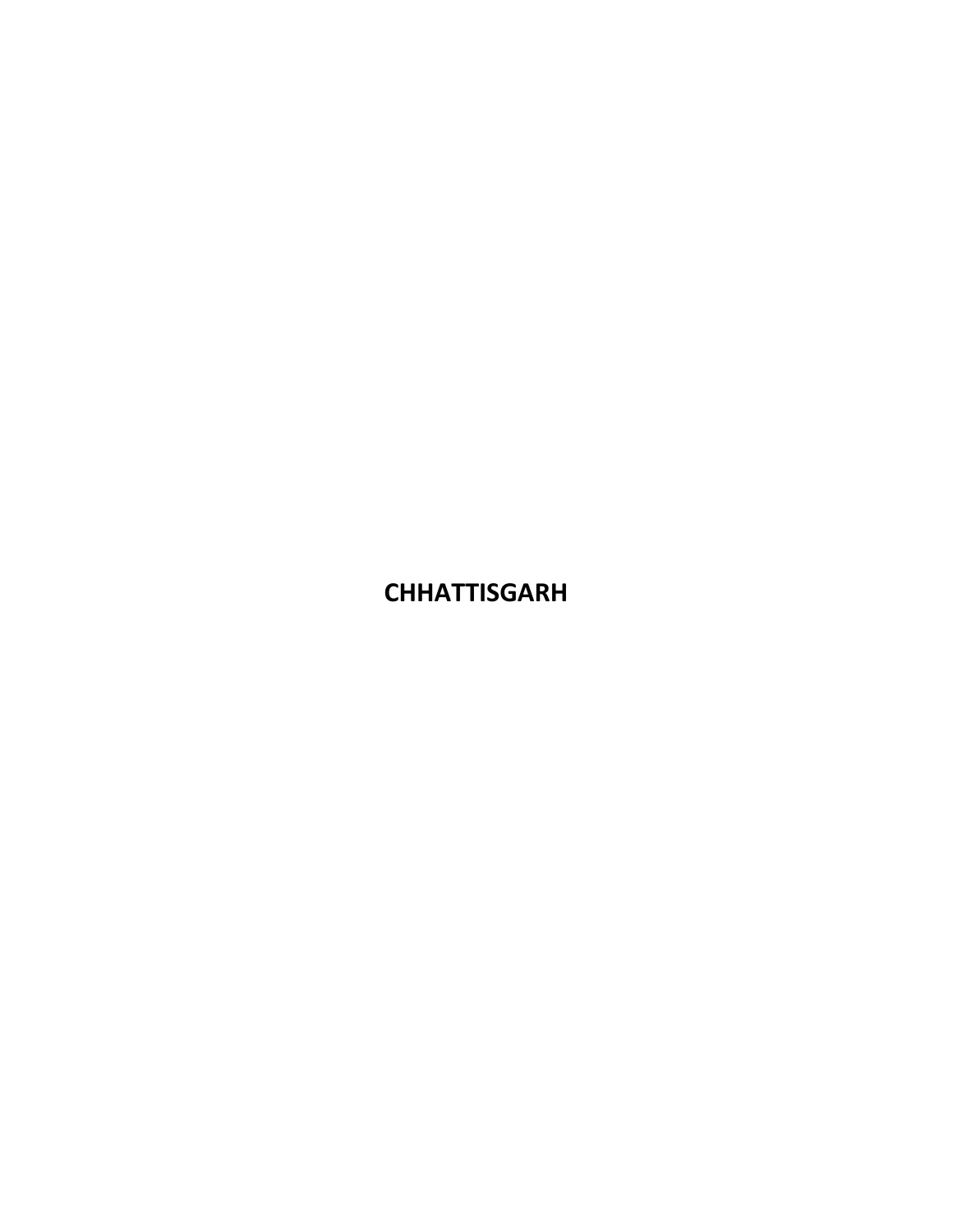# CHHATTISGARH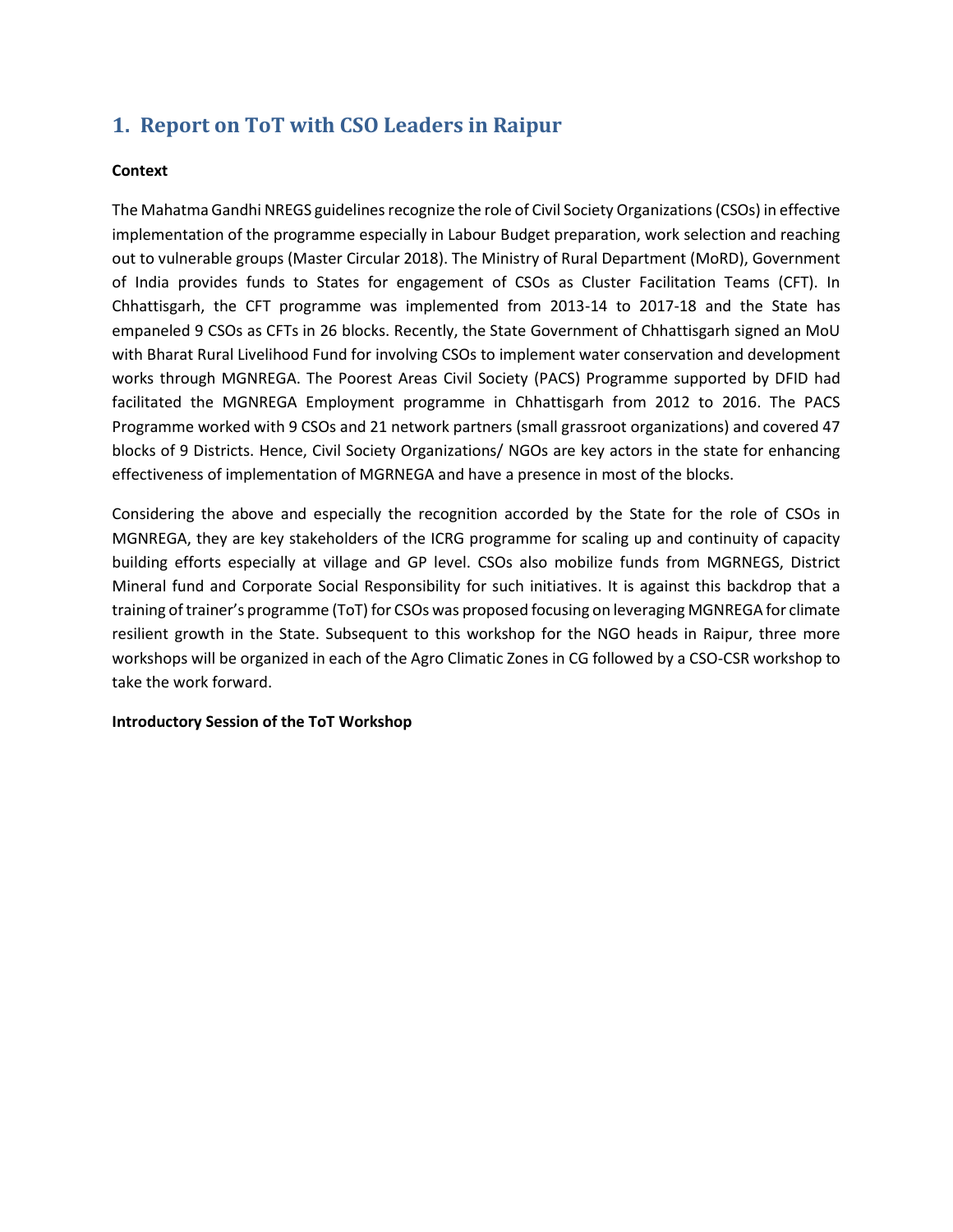# 1. Report on ToT with CSO Leaders in Raipur

**Context**

The Mahatma Gandhi NREGS guidelines recognize the role of Civil Society Organizations (CSOs) in effective implementation of the programme especially in Labour Budget preparation, work selection and reaching out to vulnerable groups (Master Circular 2018). The Ministry of Rural Department (MoRD), Government of India provides funds to States for engagement of CSOs as Cluster Facilitation Teams (CFT). In Chhattisgarh, the CFT programme was implemented from 2013-14 to 2017-18 and the State has empaneled 9 CSOs as CFTs in 26 blocks. Recently, the State Government of Chhattisgarh signed an MoU with Bharat Rural Livelihood Fund for involving CSOs to implement water conservation and development works through MGNREGA. The Poorest Areas Civil Society (PACS) Programme supported by DFID had facilitated the MGNREGA Employment programme in Chhattisgarh from 2012 to 2016. The PACS Programme worked with 9 CSOs and 21 network partners (small grassroot organizations) and covered 47 blocks of 9 Districts. Hence, Civil Society Organizations/ NGOs are key actors in the state for enhancing effectiveness of implementation of MGRNEGA and have a presence in most of the blocks.

Considering the above and especially the recognition accorded by the State for the role of CSOs in MGNREGA, they are key stakeholders of the ICRG programme for scaling up and continuity of capacity building efforts especially at village and GP level. CSOs also mobilize funds from MGRNEGS, District Mineral fund and Corporate Social Responsibility for such initiatives. It is against this backdrop that a training of trainer's programme (ToT) for CSOs was proposed focusing on leveraging MGNREGA for climate resilient growth in the State. Subsequent to this workshop for the NGO heads in Raipur, three more workshops will be organized in each of the Agro Climatic Zones in CG followed by a CSO-CSR workshop to take the work forward.

**Introductory Session of the ToT Workshop**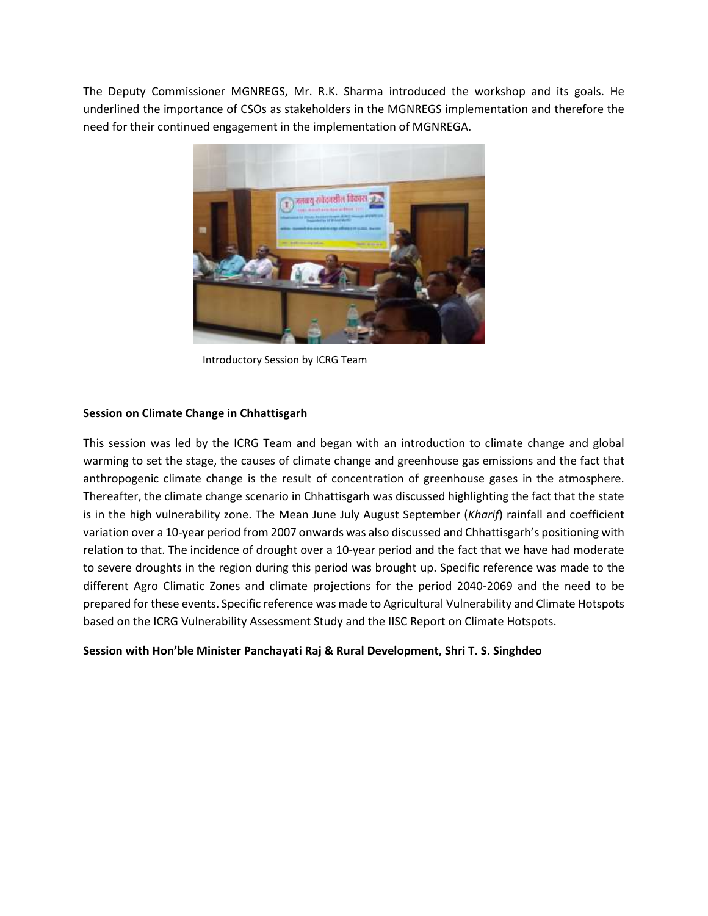The Deputy Commissioner MGNREGS, Mr. R.K. Sharma introduced the workshop and its goals. He underlined the importance of CSOs as stakeholders in the MGNREGS implementation and therefore the need for their continued engagement in the implementation of MGNREGA.

Introductory Session by ICRG Team

**Session on Climate Change in Chhattisgarh**

This session was led by the ICRG Team and began with an introduction to climate change and global warming to set the stage, the causes of climate change and greenhouse gas emissions and the fact that anthropogenic climate change is the result of concentration of greenhouse gases in the atmosphere. Thereafter, the climate change scenario in Chhattisgarh was discussed highlighting the fact that the state is in the high vulnerability zone. The Mean June July August September (*Kharif*) rainfall and coefficient variation over a 10-year period from 2007 onwards was also discussed and Chhattisgarh's positioning with relation to that. The incidence of drought over a 10-year period and the fact that we have had moderate to severe droughts in the region during this period was brought up. Specific reference was made to the different Agro Climatic Zones and climate projections for the period 2040-2069 and the need to be prepared for these events. Specific reference was made to Agricultural Vulnerability and Climate Hotspots based on the ICRG Vulnerability Assessment Study and the IISC Report on Climate Hotspots.

**Session with Hon'ble Minister Panchayati Raj & Rural Development, Shri T. S. Singhdeo**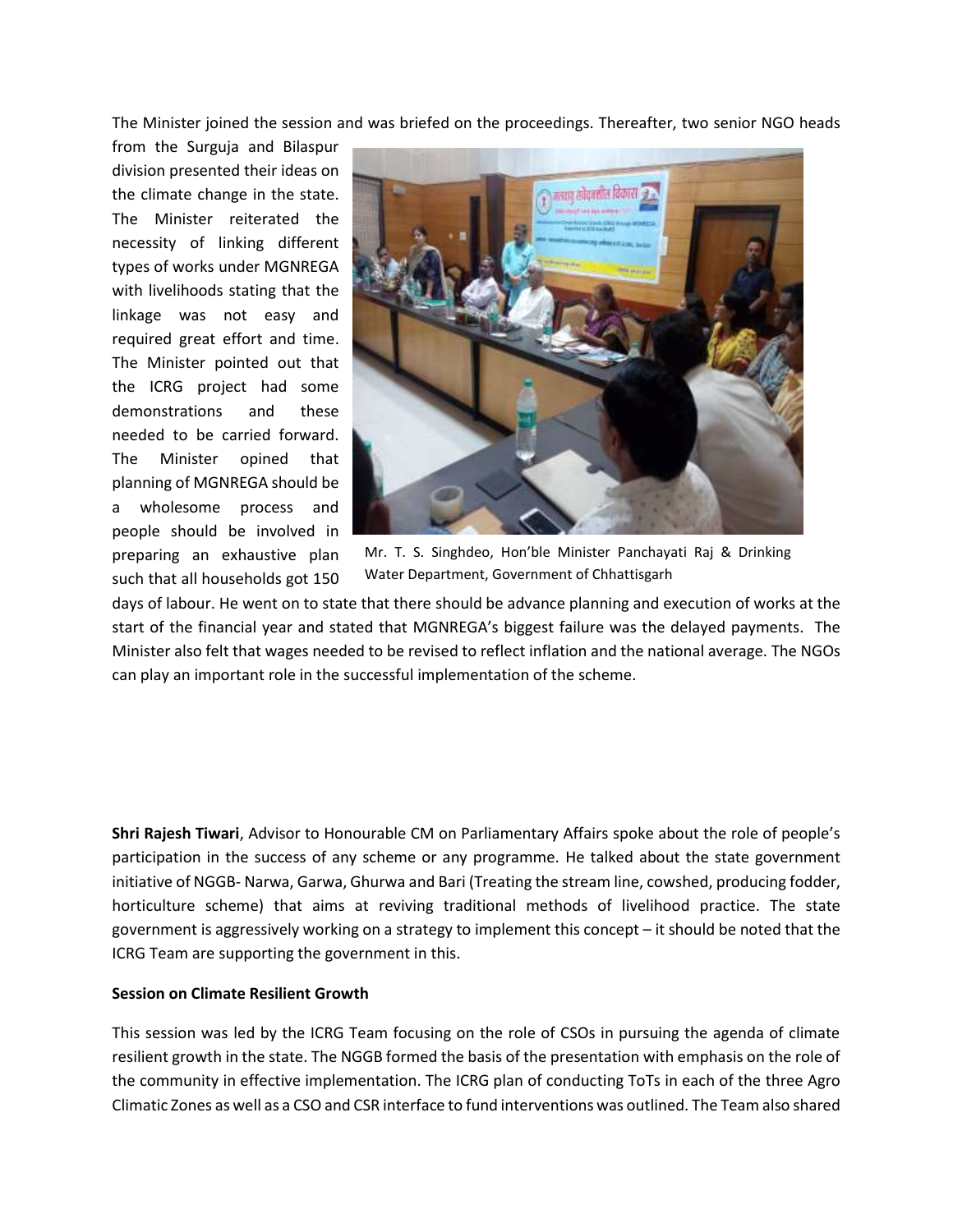The Minister joined the session and was briefed on the proceedings. Thereafter, two senior NGO heads from the Surguja and Bilaspur division presented their ideas on the climate change in the state. The Minister reiterated the necessity of linking different types of works under MGNREGA with livelihoods stating that the linkage was not easy and required great effort and time. The Minister pointed out that the ICRG project had some demonstrations and these needed to be carried forward. The Minister opined that planning of MGNREGA should be a wholesome process and people should be involved in preparing an exhaustive plan such that all households got 150 days of labour. He went on to state that there should be advance planning and execution of works at the start of the financial year and stated that MGNREGA's biggest failure was the delayed payments. The Minister also felt that wages needed to be revised to reflect inflation and the national average. The NGOs can play an important role in the successful implementation of the scheme.

Mr. T. S. Singhdeo, Hon'ble Minister Panchayati Raj & Drinking Water Department, Government of Chhattisgarh

**Shri Rajesh Tiwari**, Advisor to Honourable CM on Parliamentary Affairs spoke about the role of people's participation in the success of any scheme or any programme. He talked about the state government initiative of NGGB- Narwa, Garwa, Ghurwa and Bari (Treating the stream line, cowshed, producing fodder, horticulture scheme) that aims at reviving traditional methods of livelihood practice. The state government is aggressively working on a strategy to implement this concept – it should be noted that the ICRG Team are supporting the government in this.

**Session on Climate Resilient Growth**

This session was led by the ICRG Team focusing on the role of CSOs in pursuing the agenda of climate resilient growth in the state. The NGGB formed the basis of the presentation with emphasis on the role of the community in effective implementation. The ICRG plan of conducting ToTs in each of the three Agro Climatic Zones as well as a CSO and CSR interface to fund interventions was outlined. The Team also shared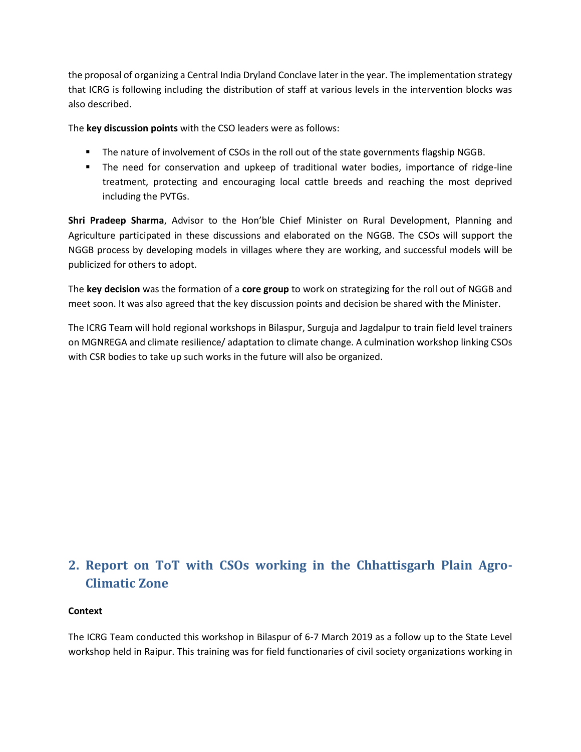the proposal of organizing a Central India Dryland Conclave later in the year. The implementation strategy that ICRG is following including the distribution of staff at various levels in the intervention blocks was also described.

The **key discussion points** with the CSO leaders were as follows:

- The nature of involvement of CSOs in the roll out of the state governments flagship NGGB.
- The need for conservation and upkeep of traditional water bodies, importance of ridge-line treatment, protecting and encouraging local cattle breeds and reaching the most deprived including the PVTGs.

**Shri Pradeep Sharma**, Advisor to the Hon'ble Chief Minister on Rural Development, Planning and Agriculture participated in these discussions and elaborated on the NGGB. The CSOs will support the NGGB process by developing models in villages where they are working, and successful models will be publicized for others to adopt.

The **key decision** was the formation of a **core group** to work on strategizing for the roll out of NGGB and meet soon. It was also agreed that the key discussion points and decision be shared with the Minister.

The ICRG Team will hold regional workshops in Bilaspur, Surguja and Jagdalpur to train field level trainers on MGNREGA and climate resilience/ adaptation to climate change. A culmination workshop linking CSOs with CSR bodies to take up such works in the future will also be organized.

## 2. Report on ToT with CSOs working in the Chhattisgarh Plain Agro-Climatic Zone

**Context**

The ICRG Team conducted this workshop in Bilaspur of 6-7 March 2019 as a follow up to the State Level workshop held in Raipur. This training was for field functionaries of civil society organizations working in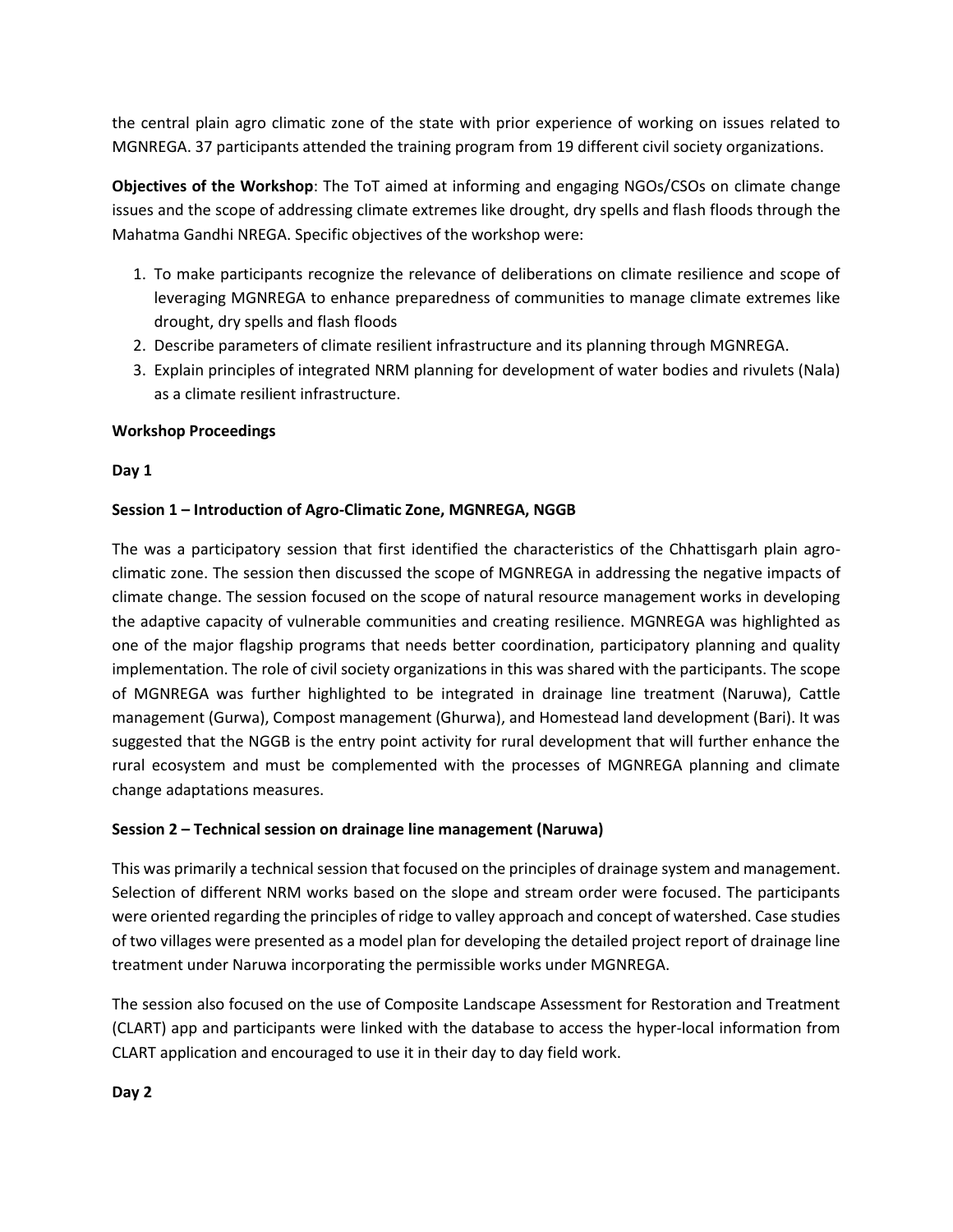the central plain agro climatic zone of the state with prior experience of working on issues related to MGNREGA. 37 participants attended the training program from 19 different civil society organizations.

**Objectives of the Workshop**: The ToT aimed at informing and engaging NGOs/CSOs on climate change issues and the scope of addressing climate extremes like drought, dry spells and flash floods through the Mahatma Gandhi NREGA. Specific objectives of the workshop were:

1. To make participants recognize the relevance of deliberations on climate resilience and scope of leveraging MGNREGA to enhance preparedness of communities to manage climate extremes like drought, dry spells and flash floods
2. Describe parameters of climate resilient infrastructure and its planning through MGNREGA.
3. Explain principles of integrated NRM planning for development of water bodies and rivulets (Nala) as a climate resilient infrastructure.

**Workshop Proceedings**

**Day 1**

**Session 1 – Introduction of Agro-Climatic Zone, MGNREGA, NGGB**

The was a participatory session that first identified the characteristics of the Chhattisgarh plain agro-climatic zone. The session then discussed the scope of MGNREGA in addressing the negative impacts of climate change. The session focused on the scope of natural resource management works in developing the adaptive capacity of vulnerable communities and creating resilience. MGNREGA was highlighted as one of the major flagship programs that needs better coordination, participatory planning and quality implementation. The role of civil society organizations in this was shared with the participants. The scope of MGNREGA was further highlighted to be integrated in drainage line treatment (Naruwa), Cattle management (Gurwa), Compost management (Ghurwa), and Homestead land development (Bari). It was suggested that the NGGB is the entry point activity for rural development that will further enhance the rural ecosystem and must be complemented with the processes of MGNREGA planning and climate change adaptations measures.

**Session 2 – Technical session on drainage line management (Naruwa)**

This was primarily a technical session that focused on the principles of drainage system and management. Selection of different NRM works based on the slope and stream order were focused. The participants were oriented regarding the principles of ridge to valley approach and concept of watershed. Case studies of two villages were presented as a model plan for developing the detailed project report of drainage line treatment under Naruwa incorporating the permissible works under MGNREGA.

The session also focused on the use of Composite Landscape Assessment for Restoration and Treatment (CLART) app and participants were linked with the database to access the hyper-local information from CLART application and encouraged to use it in their day to day field work.

**Day 2**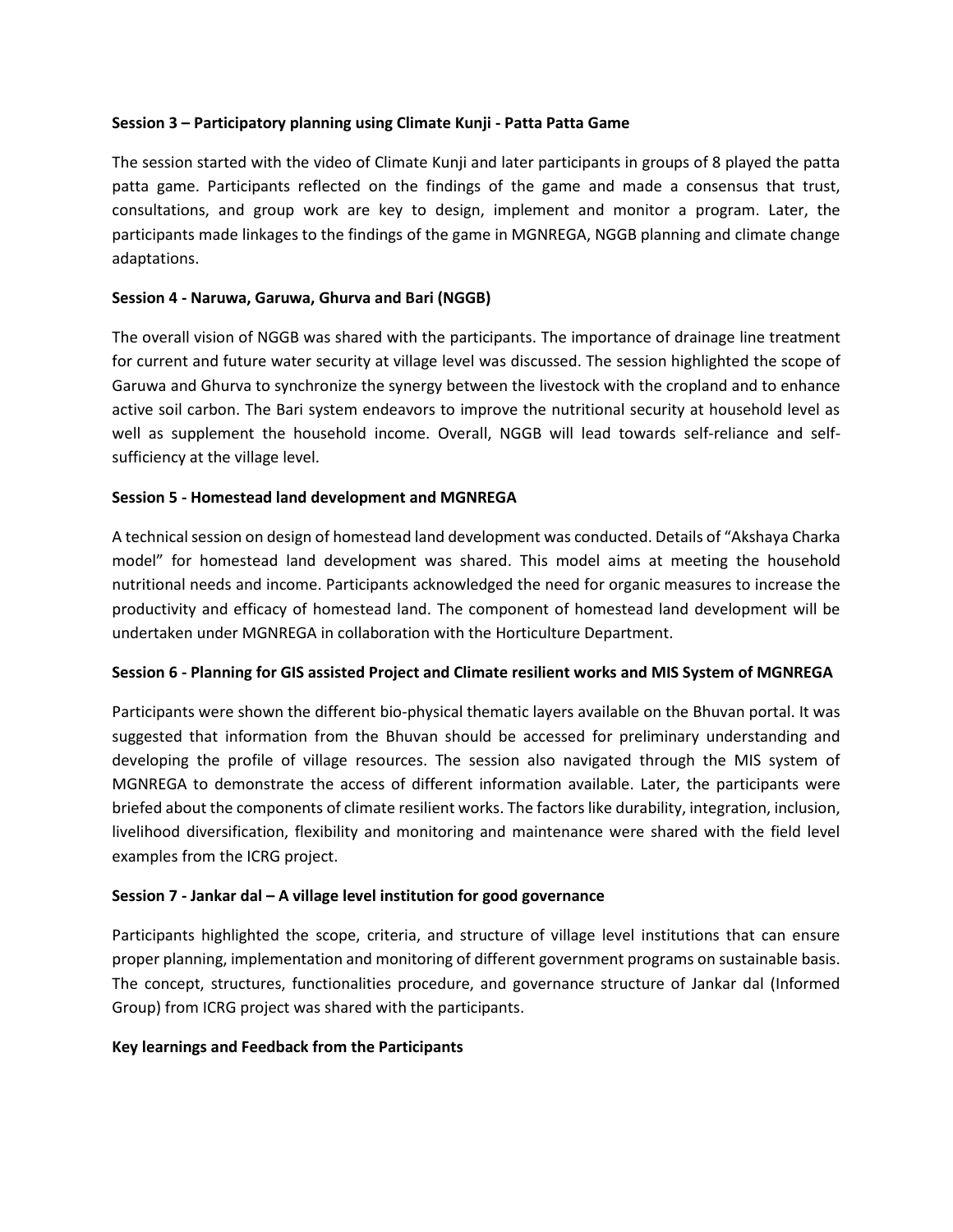**Session 3 – Participatory planning using Climate Kunji - Patta Patta Game**

The session started with the video of Climate Kunji and later participants in groups of 8 played the patta patta game. Participants reflected on the findings of the game and made a consensus that trust, consultations, and group work are key to design, implement and monitor a program. Later, the participants made linkages to the findings of the game in MGNREGA, NGGB planning and climate change adaptations.

**Session 4 - Naruwa, Garuwa, Ghurva and Bari (NGGB)**

The overall vision of NGGB was shared with the participants. The importance of drainage line treatment for current and future water security at village level was discussed. The session highlighted the scope of Garuwa and Ghurva to synchronize the synergy between the livestock with the cropland and to enhance active soil carbon. The Bari system endeavors to improve the nutritional security at household level as well as supplement the household income. Overall, NGGB will lead towards self-reliance and self-sufficiency at the village level.

**Session 5 - Homestead land development and MGNREGA**

A technical session on design of homestead land development was conducted. Details of "Akshaya Charka model" for homestead land development was shared. This model aims at meeting the household nutritional needs and income. Participants acknowledged the need for organic measures to increase the productivity and efficacy of homestead land. The component of homestead land development will be undertaken under MGNREGA in collaboration with the Horticulture Department.

**Session 6 - Planning for GIS assisted Project and Climate resilient works and MIS System of MGNREGA**

Participants were shown the different bio-physical thematic layers available on the Bhuvan portal. It was suggested that information from the Bhuvan should be accessed for preliminary understanding and developing the profile of village resources. The session also navigated through the MIS system of MGNREGA to demonstrate the access of different information available. Later, the participants were briefed about the components of climate resilient works. The factors like durability, integration, inclusion, livelihood diversification, flexibility and monitoring and maintenance were shared with the field level examples from the ICRG project.

**Session 7 - Jankar dal – A village level institution for good governance**

Participants highlighted the scope, criteria, and structure of village level institutions that can ensure proper planning, implementation and monitoring of different government programs on sustainable basis. The concept, structures, functionalities procedure, and governance structure of Jankar dal (Informed Group) from ICRG project was shared with the participants.

**Key learnings and Feedback from the Participants**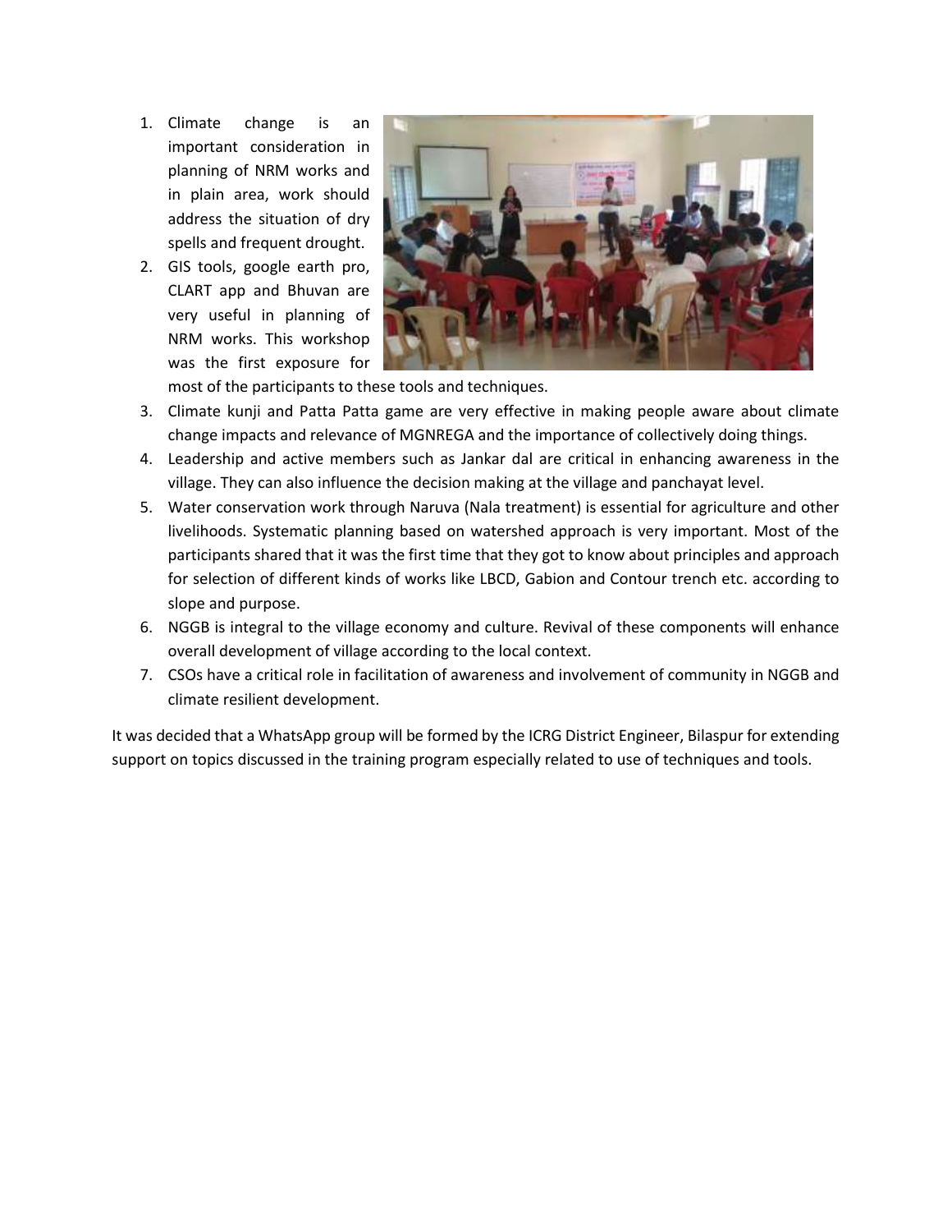1. Climate change is an important consideration in planning of NRM works and in plain area, work should address the situation of dry spells and frequent drought.
2. GIS tools, google earth pro, CLART app and Bhuvan are very useful in planning of NRM works. This workshop was the first exposure for most of the participants to these tools and techniques.
3. Climate kunji and Patta Patta game are very effective in making people aware about climate change impacts and relevance of MGNREGA and the importance of collectively doing things.
4. Leadership and active members such as Jankar dal are critical in enhancing awareness in the village. They can also influence the decision making at the village and panchayat level.
5. Water conservation work through Naruva (Nala treatment) is essential for agriculture and other livelihoods. Systematic planning based on watershed approach is very important. Most of the participants shared that it was the first time that they got to know about principles and approach for selection of different kinds of works like LBCD, Gabion and Contour trench etc. according to slope and purpose.
6. NGGB is integral to the village economy and culture. Revival of these components will enhance overall development of village according to the local context.
7. CSOs have a critical role in facilitation of awareness and involvement of community in NGGB and climate resilient development.

It was decided that a WhatsApp group will be formed by the ICRG District Engineer, Bilaspur for extending support on topics discussed in the training program especially related to use of techniques and tools.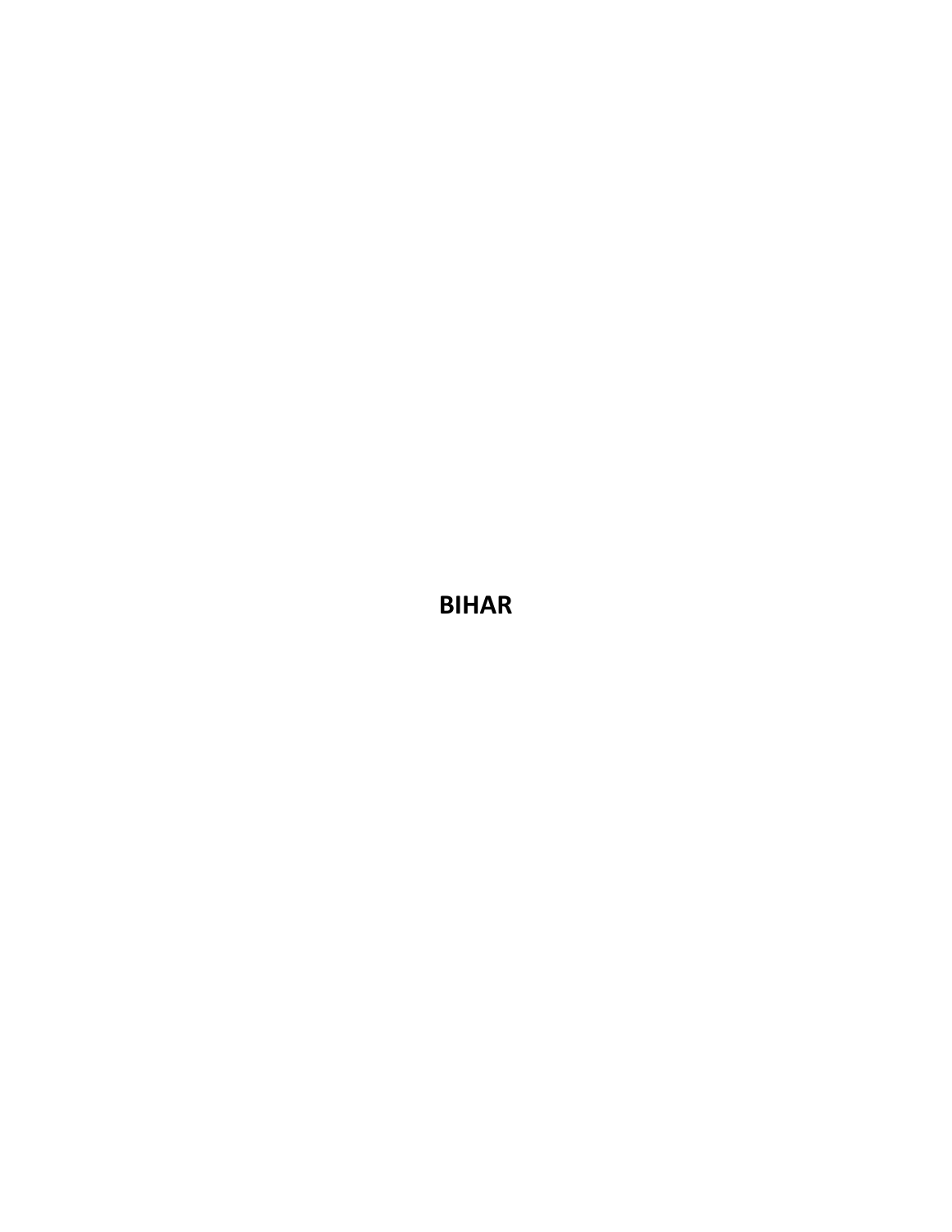**BIHAR**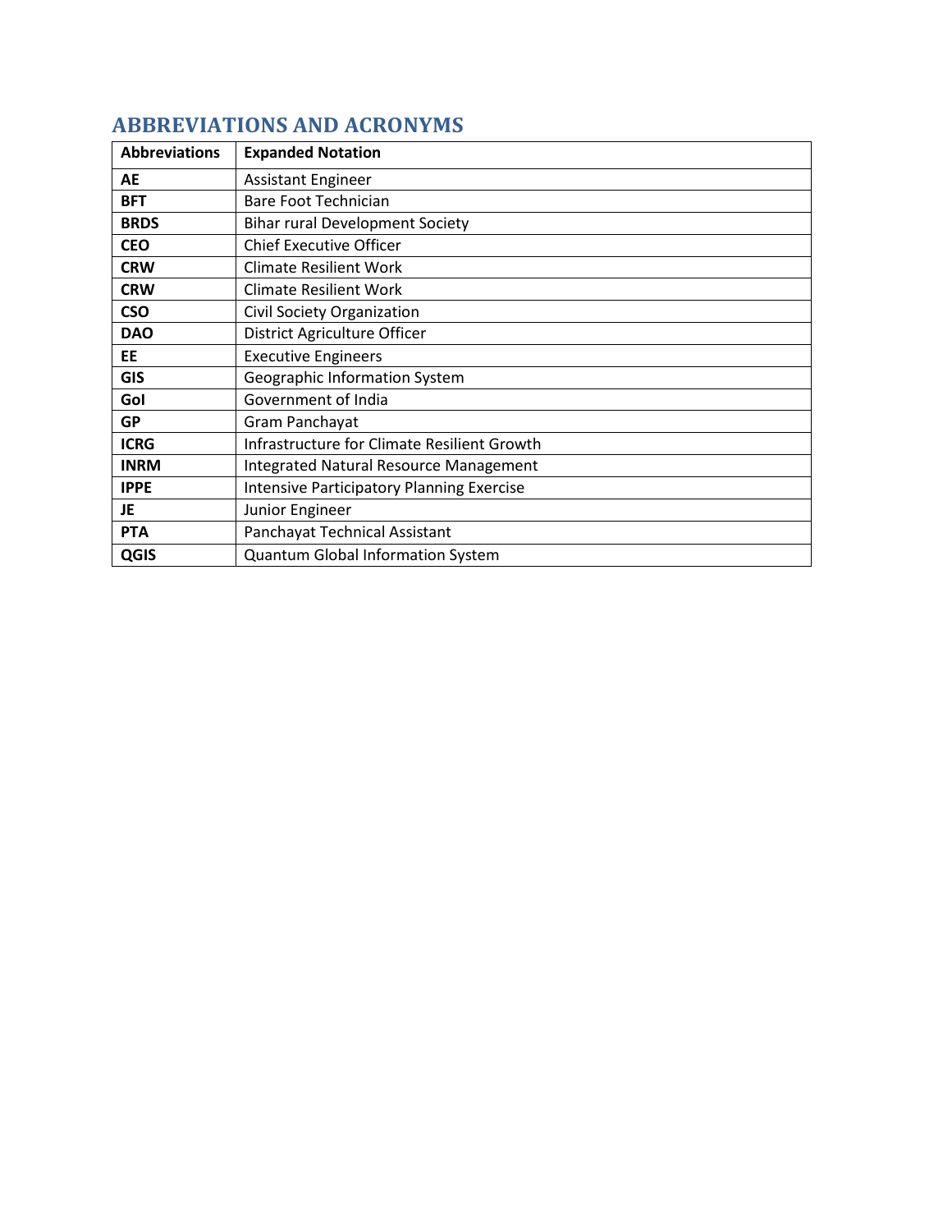## ABBREVIATIONS AND ACRONYMS

| Abbreviations | Expanded Notation |
|---|---|
| **AE** | Assistant Engineer |
| **BFT** | Bare Foot Technician |
| **BRDS** | Bihar rural Development Society |
| **CEO** | Chief Executive Officer |
| **CRW** | Climate Resilient Work |
| **CRW** | Climate Resilient Work |
| **CSO** | Civil Society Organization |
| **DAO** | District Agriculture Officer |
| **EE** | Executive Engineers |
| **GIS** | Geographic Information System |
| **GoI** | Government of India |
| **GP** | Gram Panchayat |
| **ICRG** | Infrastructure for Climate Resilient Growth |
| **INRM** | Integrated Natural Resource Management |
| **IPPE** | Intensive Participatory Planning Exercise |
| **JE** | Junior Engineer |
| **PTA** | Panchayat Technical Assistant |
| **QGIS** | Quantum Global Information System |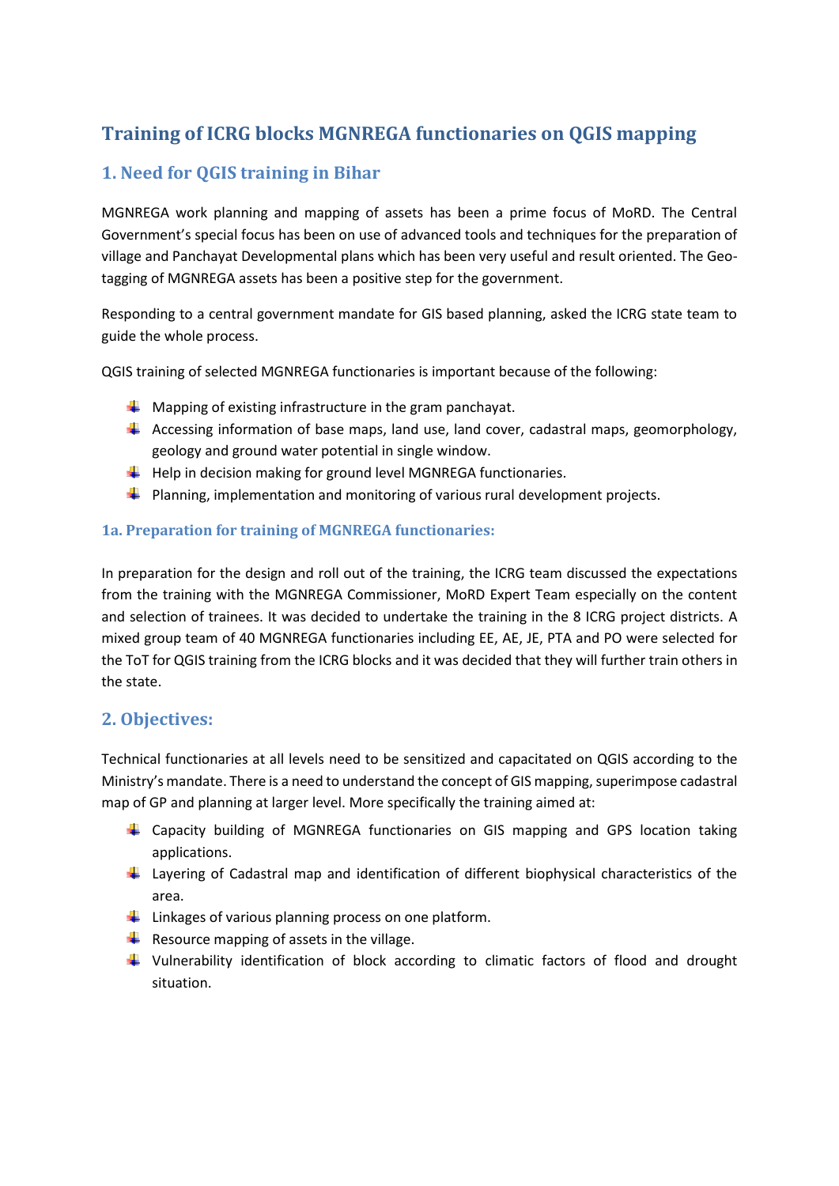# Training of ICRG blocks MGNREGA functionaries on QGIS mapping

## 1. Need for QGIS training in Bihar

MGNREGA work planning and mapping of assets has been a prime focus of MoRD. The Central Government's special focus has been on use of advanced tools and techniques for the preparation of village and Panchayat Developmental plans which has been very useful and result oriented. The Geo-tagging of MGNREGA assets has been a positive step for the government.

Responding to a central government mandate for GIS based planning, asked the ICRG state team to guide the whole process.

QGIS training of selected MGNREGA functionaries is important because of the following:

- Mapping of existing infrastructure in the gram panchayat.
- Accessing information of base maps, land use, land cover, cadastral maps, geomorphology, geology and ground water potential in single window.
- Help in decision making for ground level MGNREGA functionaries.
- Planning, implementation and monitoring of various rural development projects.

### 1a. Preparation for training of MGNREGA functionaries:

In preparation for the design and roll out of the training, the ICRG team discussed the expectations from the training with the MGNREGA Commissioner, MoRD Expert Team especially on the content and selection of trainees. It was decided to undertake the training in the 8 ICRG project districts. A mixed group team of 40 MGNREGA functionaries including EE, AE, JE, PTA and PO were selected for the ToT for QGIS training from the ICRG blocks and it was decided that they will further train others in the state.

## 2. Objectives:

Technical functionaries at all levels need to be sensitized and capacitated on QGIS according to the Ministry's mandate. There is a need to understand the concept of GIS mapping, superimpose cadastral map of GP and planning at larger level. More specifically the training aimed at:

- Capacity building of MGNREGA functionaries on GIS mapping and GPS location taking applications.
- Layering of Cadastral map and identification of different biophysical characteristics of the area.
- Linkages of various planning process on one platform.
- Resource mapping of assets in the village.
- Vulnerability identification of block according to climatic factors of flood and drought situation.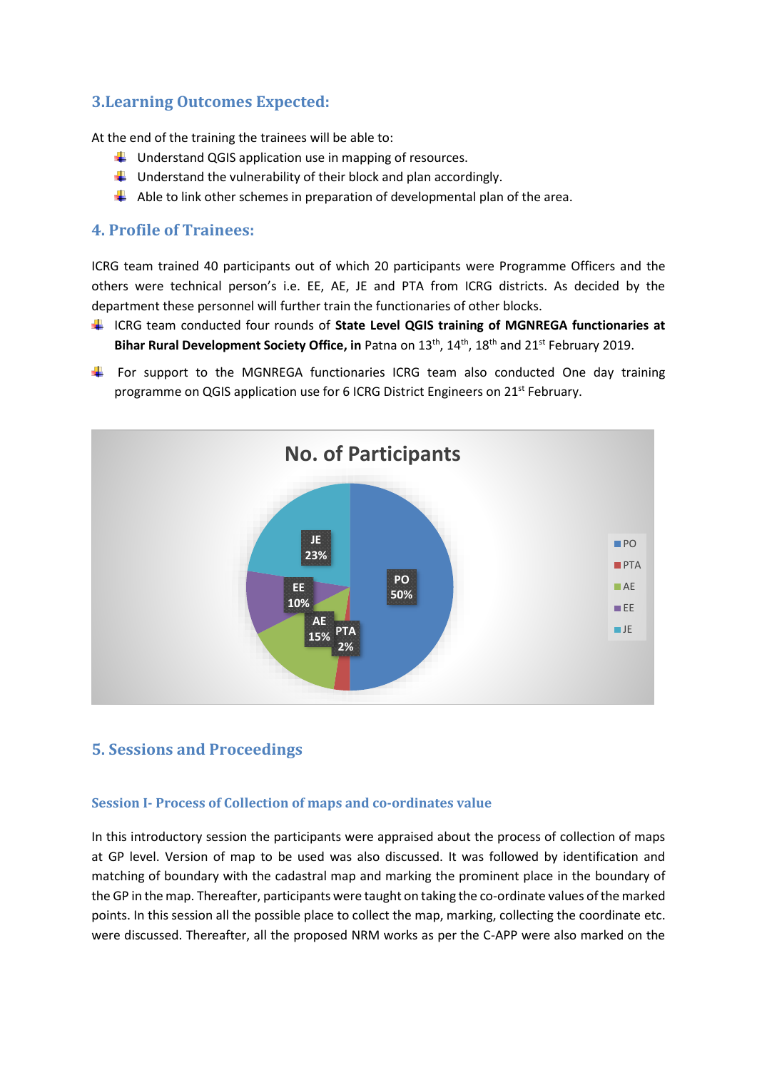## 3.Learning Outcomes Expected:

At the end of the training the trainees will be able to:

- Understand QGIS application use in mapping of resources.
- Understand the vulnerability of their block and plan accordingly.
- Able to link other schemes in preparation of developmental plan of the area.

## 4. Profile of Trainees:

ICRG team trained 40 participants out of which 20 participants were Programme Officers and the others were technical person's i.e. EE, AE, JE and PTA from ICRG districts. As decided by the department these personnel will further train the functionaries of other blocks.

- ICRG team conducted four rounds of **State Level QGIS training of MGNREGA functionaries at Bihar Rural Development Society Office, in** Patna on 13th, 14th, 18th and 21st February 2019.
- For support to the MGNREGA functionaries ICRG team also conducted One day training programme on QGIS application use for 6 ICRG District Engineers on 21st February.

**No. of Participants**

| Category | Share |
|---|---|
| PO | 50% |
| PTA | 2% |
| AE | 15% |
| EE | 10% |
| JE | 23% |

## 5. Sessions and Proceedings

### Session I- Process of Collection of maps and co-ordinates value

In this introductory session the participants were appraised about the process of collection of maps at GP level. Version of map to be used was also discussed. It was followed by identification and matching of boundary with the cadastral map and marking the prominent place in the boundary of the GP in the map. Thereafter, participants were taught on taking the co-ordinate values of the marked points. In this session all the possible place to collect the map, marking, collecting the coordinate etc. were discussed. Thereafter, all the proposed NRM works as per the C-APP were also marked on the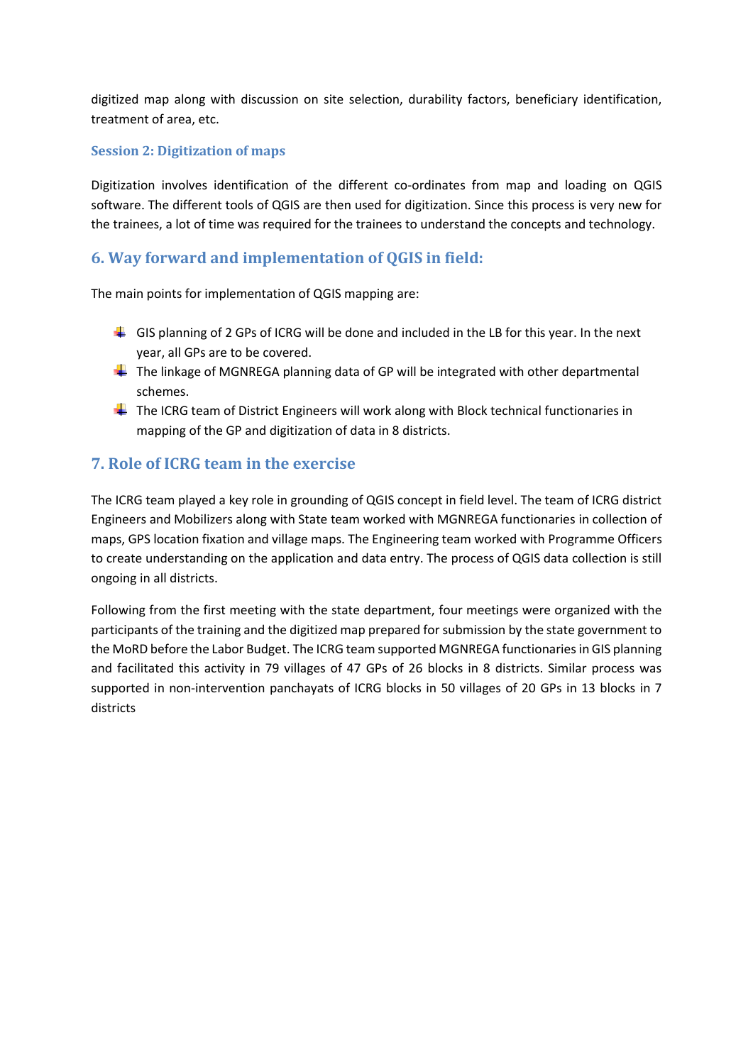digitized map along with discussion on site selection, durability factors, beneficiary identification, treatment of area, etc.

### Session 2: Digitization of maps

Digitization involves identification of the different co-ordinates from map and loading on QGIS software. The different tools of QGIS are then used for digitization. Since this process is very new for the trainees, a lot of time was required for the trainees to understand the concepts and technology.

## 6. Way forward and implementation of QGIS in field:

The main points for implementation of QGIS mapping are:

- GIS planning of 2 GPs of ICRG will be done and included in the LB for this year. In the next year, all GPs are to be covered.
- The linkage of MGNREGA planning data of GP will be integrated with other departmental schemes.
- The ICRG team of District Engineers will work along with Block technical functionaries in mapping of the GP and digitization of data in 8 districts.

## 7. Role of ICRG team in the exercise

The ICRG team played a key role in grounding of QGIS concept in field level. The team of ICRG district Engineers and Mobilizers along with State team worked with MGNREGA functionaries in collection of maps, GPS location fixation and village maps. The Engineering team worked with Programme Officers to create understanding on the application and data entry. The process of QGIS data collection is still ongoing in all districts.

Following from the first meeting with the state department, four meetings were organized with the participants of the training and the digitized map prepared for submission by the state government to the MoRD before the Labor Budget. The ICRG team supported MGNREGA functionaries in GIS planning and facilitated this activity in 79 villages of 47 GPs of 26 blocks in 8 districts. Similar process was supported in non-intervention panchayats of ICRG blocks in 50 villages of 20 GPs in 13 blocks in 7 districts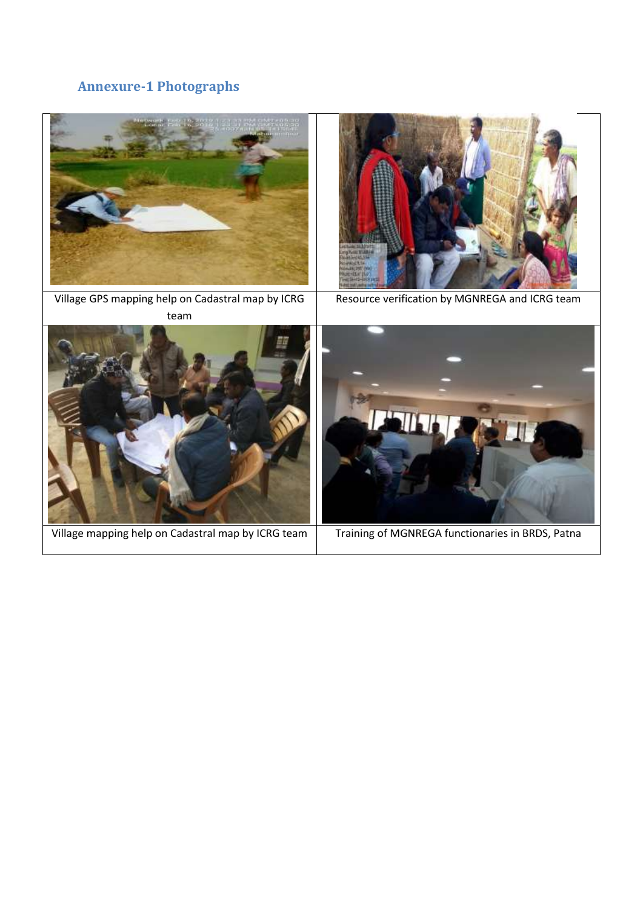## Annexure-1 Photographs

| | |
|---|---|
| Village GPS mapping help on Cadastral map by ICRG team | Resource verification by MGNREGA and ICRG team |
| Village mapping help on Cadastral map by ICRG team | Training of MGNREGA functionaries in BRDS, Patna |